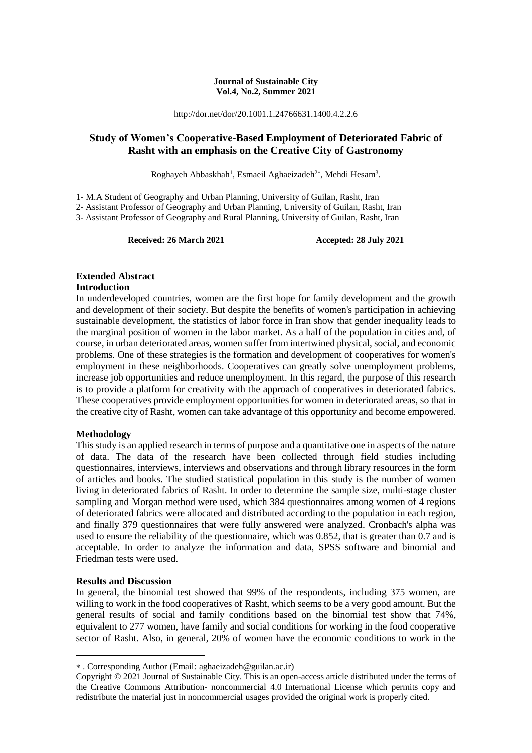**Journal of Sustainable City**
**Vol.4, No.2, Summer 2021**

http://dor.net/dor/20.1001.1.24766631.1400.4.2.2.6

# Study of Women's Cooperative-Based Employment of Deteriorated Fabric of Rasht with an emphasis on the Creative City of Gastronomy

Roghayeh Abbaskhah[1], Esmaeil Aghaeizadeh[2*], Mehdi Hesam[3].

1- M.A Student of Geography and Urban Planning, University of Guilan, Rasht, Iran
2- Assistant Professor of Geography and Urban Planning, University of Guilan, Rasht, Iran
3- Assistant Professor of Geography and Rural Planning, University of Guilan, Rasht, Iran

**Received: 26 March 2021** **Accepted: 28 July 2021**

## Extended Abstract

### Introduction

In underdeveloped countries, women are the first hope for family development and the growth and development of their society. But despite the benefits of women's participation in achieving sustainable development, the statistics of labor force in Iran show that gender inequality leads to the marginal position of women in the labor market. As a half of the population in cities and, of course, in urban deteriorated areas, women suffer from intertwined physical, social, and economic problems. One of these strategies is the formation and development of cooperatives for women's employment in these neighborhoods. Cooperatives can greatly solve unemployment problems, increase job opportunities and reduce unemployment. In this regard, the purpose of this research is to provide a platform for creativity with the approach of cooperatives in deteriorated fabrics. These cooperatives provide employment opportunities for women in deteriorated areas, so that in the creative city of Rasht, women can take advantage of this opportunity and become empowered.

### Methodology

This study is an applied research in terms of purpose and a quantitative one in aspects of the nature of data. The data of the research have been collected through field studies including questionnaires, interviews, interviews and observations and through library resources in the form of articles and books. The studied statistical population in this study is the number of women living in deteriorated fabrics of Rasht. In order to determine the sample size, multi-stage cluster sampling and Morgan method were used, which 384 questionnaires among women of 4 regions of deteriorated fabrics were allocated and distributed according to the population in each region, and finally 379 questionnaires that were fully answered were analyzed. Cronbach's alpha was used to ensure the reliability of the questionnaire, which was 0.852, that is greater than 0.7 and is acceptable. In order to analyze the information and data, SPSS software and binomial and Friedman tests were used.

### Results and Discussion

In general, the binomial test showed that 99% of the respondents, including 375 women, are willing to work in the food cooperatives of Rasht, which seems to be a very good amount. But the general results of social and family conditions based on the binomial test show that 74%, equivalent to 277 women, have family and social conditions for working in the food cooperative sector of Rasht. Also, in general, 20% of women have the economic conditions to work in the

---

* . Corresponding Author (Email: aghaeizadeh@guilan.ac.ir)

Copyright © 2021 Journal of Sustainable City. This is an open-access article distributed under the terms of the Creative Commons Attribution- noncommercial 4.0 International License which permits copy and redistribute the material just in noncommercial usages provided the original work is properly cited.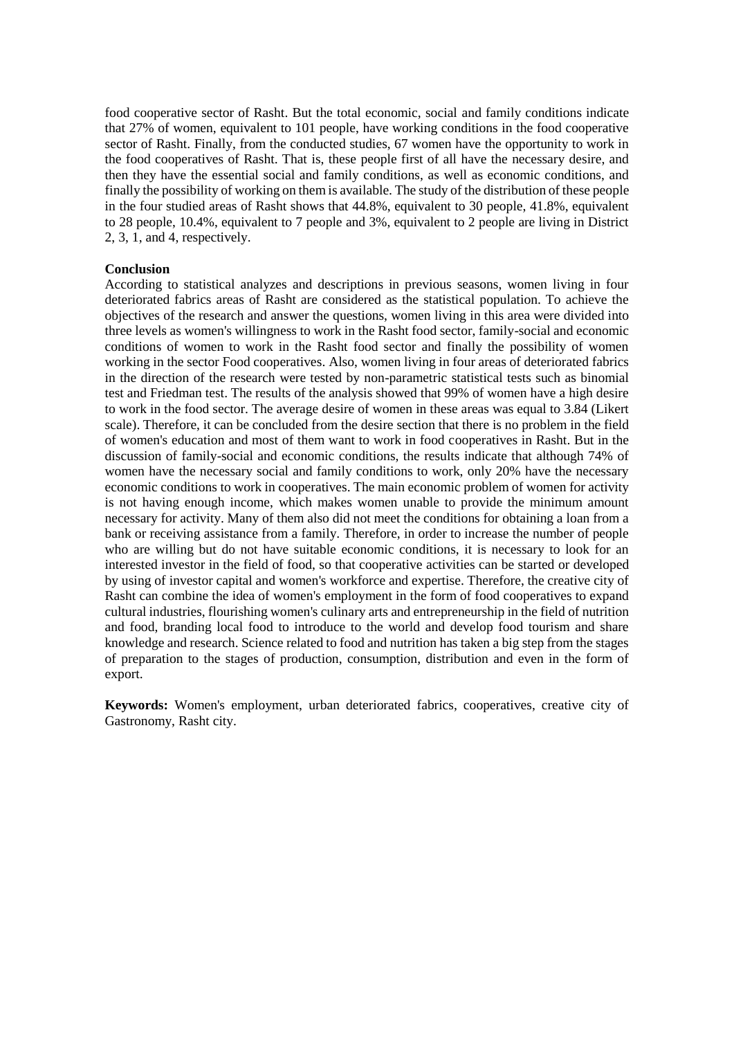food cooperative sector of Rasht. But the total economic, social and family conditions indicate that 27% of women, equivalent to 101 people, have working conditions in the food cooperative sector of Rasht. Finally, from the conducted studies, 67 women have the opportunity to work in the food cooperatives of Rasht. That is, these people first of all have the necessary desire, and then they have the essential social and family conditions, as well as economic conditions, and finally the possibility of working on them is available. The study of the distribution of these people in the four studied areas of Rasht shows that 44.8%, equivalent to 30 people, 41.8%, equivalent to 28 people, 10.4%, equivalent to 7 people and 3%, equivalent to 2 people are living in District 2, 3, 1, and 4, respectively.

**Conclusion**

According to statistical analyzes and descriptions in previous seasons, women living in four deteriorated fabrics areas of Rasht are considered as the statistical population. To achieve the objectives of the research and answer the questions, women living in this area were divided into three levels as women's willingness to work in the Rasht food sector, family-social and economic conditions of women to work in the Rasht food sector and finally the possibility of women working in the sector Food cooperatives. Also, women living in four areas of deteriorated fabrics in the direction of the research were tested by non-parametric statistical tests such as binomial test and Friedman test. The results of the analysis showed that 99% of women have a high desire to work in the food sector. The average desire of women in these areas was equal to 3.84 (Likert scale). Therefore, it can be concluded from the desire section that there is no problem in the field of women's education and most of them want to work in food cooperatives in Rasht. But in the discussion of family-social and economic conditions, the results indicate that although 74% of women have the necessary social and family conditions to work, only 20% have the necessary economic conditions to work in cooperatives. The main economic problem of women for activity is not having enough income, which makes women unable to provide the minimum amount necessary for activity. Many of them also did not meet the conditions for obtaining a loan from a bank or receiving assistance from a family. Therefore, in order to increase the number of people who are willing but do not have suitable economic conditions, it is necessary to look for an interested investor in the field of food, so that cooperative activities can be started or developed by using of investor capital and women's workforce and expertise. Therefore, the creative city of Rasht can combine the idea of women's employment in the form of food cooperatives to expand cultural industries, flourishing women's culinary arts and entrepreneurship in the field of nutrition and food, branding local food to introduce to the world and develop food tourism and share knowledge and research. Science related to food and nutrition has taken a big step from the stages of preparation to the stages of production, consumption, distribution and even in the form of export.

**Keywords:** Women's employment, urban deteriorated fabrics, cooperatives, creative city of Gastronomy, Rasht city.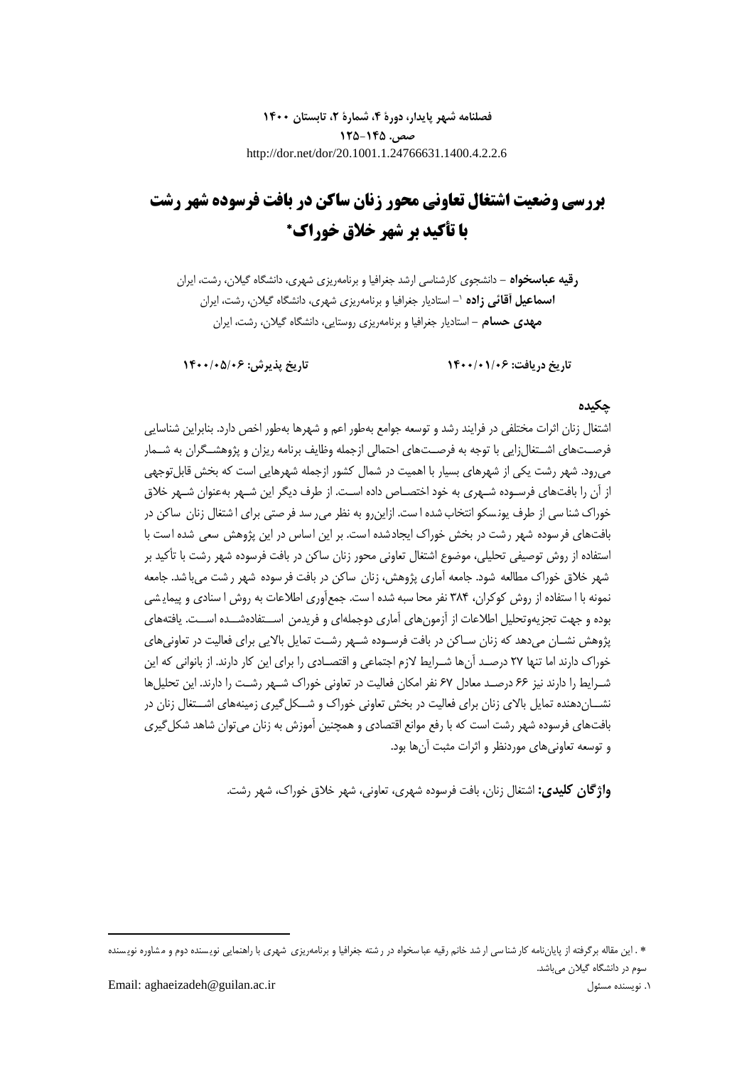# بررسی وضعیت اشتغال تعاونی محور زنان ساکن در بافت فرسوده شهر رشت با تأکید بر شهر خلاق خوراک*

**رقیه عباسخواه** – دانشجوی کارشناسی ارشد جغرافیا و برنامه‌ریزی شهری، دانشگاه گیلان، رشت، ایران

**اسماعیل آقائی زاده** [1] – استادیار جغرافیا و برنامه‌ریزی شهری، دانشگاه گیلان، رشت، ایران

**مهدی حسام** – استادیار جغرافیا و برنامه‌ریزی روستایی، دانشگاه گیلان، رشت، ایران

**تاریخ دریافت: ۱۴۰۰/۰۱/۰۶**　　　　**تاریخ پذیرش: ۱۴۰۰/۰۵/۰۶**

## چکیده

اشتغال زنان اثرات مختلفی در فرایند رشد و توسعه جوامع به‌طور اعم و شهرها به‌طور اخص دارد. بنابراین شناسایی فرصت‌های اشتغال‌زایی با توجه به فرصت‌های احتمالی ازجمله وظایف برنامه ریزان و پژوهشگران به شمار می‌رود. شهر رشت یکی از شهرهای بسیار با اهمیت در شمال کشور ازجمله شهرهایی است که بخش قابل‌توجهی از آن را بافت‌های فرسوده شهری به خود اختصاص داده است. از طرف دیگر این شهر به‌عنوان شهر خلاق خوراک شناسی از طرف یونسکو انتخاب شده است. ازاین‌رو به نظر می‌رسد فرصتی برای اشتغال زنان ساکن در بافت‌های فرسوده شهر رشت در بخش خوراک ایجادشده است. بر این اساس در این پژوهش سعی شده است با استفاده از روش توصیفی تحلیلی، موضوع اشتغال تعاونی محور زنان ساکن در بافت فرسوده شهر رشت با تأکید بر شهر خلاق خوراک مطالعه شود. جامعه آماری پژوهش، زنان ساکن در بافت فرسوده شهر رشت می‌باشد. جامعه نمونه با استفاده از روش کوکران، ۳۸۴ نفر محاسبه شده است. جمع‌آوری اطلاعات به روش اسنادی و پیمایشی بوده و جهت تجزیه‌وتحلیل اطلاعات از آزمون‌های آماری دوجمله‌ای و فریدمن استفاده‌شده است. یافته‌های پژوهش نشان می‌دهد که زنان ساکن در بافت فرسوده شهر رشت تمایل بالایی برای فعالیت در تعاونی‌های خوراک دارند اما تنها ۲۷ درصد آن‌ها شرایط لازم اجتماعی و اقتصادی را برای این کار دارند. از بانوانی که این شرایط را دارند نیز ۶۶ درصد معادل ۶۷ نفر امکان فعالیت در تعاونی خوراک شهر رشت را دارند. این تحلیل‌ها نشان‌دهنده تمایل بالای زنان برای فعالیت در بخش تعاونی خوراک و شکل‌گیری زمینه‌های اشتغال زنان در بافت‌های فرسوده شهر رشت است که با رفع موانع اقتصادی و همچنین آموزش به زنان می‌توان شاهد شکل‌گیری و توسعه تعاونی‌های موردنظر و اثرات مثبت آن‌ها بود.

**واژگان کلیدی:** اشتغال زنان، بافت فرسوده شهری، تعاونی، شهر خلاق خوراک، شهر رشت.

---

* . این مقاله برگرفته از پایان‌نامه کارشناسی ارشد خانم رقیه عباسخواه در رشته جغرافیا و برنامه‌ریزی شهری با راهنمایی نویسنده دوم و مشاوره نویسنده سوم در دانشگاه گیلان می‌باشد.

۱. نویسنده مسئول　　Email: aghaeizadeh@guilan.ac.ir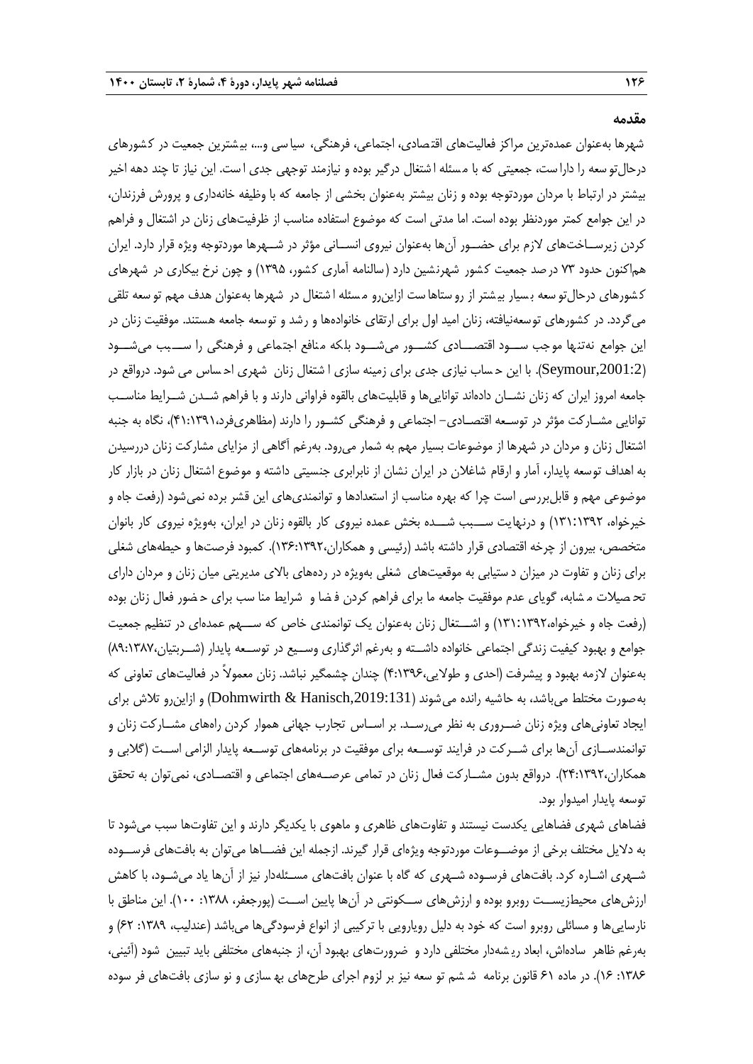## مقدمه

شهرها به‌عنوان عمده‌ترین مراکز فعالیت‌های اقتصادی، اجتماعی، فرهنگی، سیاسی و...، بیشترین جمعیت در کشورهای درحال‌توسعه را داراست، جمعیتی که با مسئله اشتغال درگیر بوده و نیازمند توجهی جدی است. این نیاز تا چند دهه اخیر بیشتر در ارتباط با مردان موردتوجه بوده و زنان بیشتر به‌عنوان بخشی از جامعه که با وظیفه خانه‌داری و پرورش فرزندان، در این جوامع کمتر موردنظر بوده است. اما مدتی است که موضوع استفاده مناسب از ظرفیت‌های زنان در اشتغال و فراهم کردن زیرساخت‌های لازم برای حضور آن‌ها به‌عنوان نیروی انسانی مؤثر در شهرها موردتوجه ویژه قرار دارد. ایران هم‌اکنون حدود ۷۳ درصد جمعیت کشور شهرنشین دارد (سالنامه آماری کشور، ۱۳۹۵) و چون نرخ بیکاری در شهرهای کشورهای درحال‌توسعه بسیار بیشتر از روستاهاست ازاین‌رو مسئله اشتغال در شهرها به‌عنوان هدف مهم توسعه تلقی می‌گردد. در کشورهای توسعه‌نیافته، زنان امید اول برای ارتقای خانواده‌ها و رشد و توسعه جامعه هستند. موفقیت زنان در این جوامع نه‌تنها موجب سود اقتصادی کشور می‌شود بلکه منافع اجتماعی و فرهنگی را سبب می‌شود (Seymour,2001:2). با این حساب نیازی جدی برای زمینه سازی اشتغال زنان شهری احساس می شود. درواقع در جامعه امروز ایران که زنان نشان داده‌اند توانایی‌ها و قابلیت‌های بالقوه فراوانی دارند و با فراهم شدن شرایط مناسب توانایی مشارکت مؤثر در توسعه اقتصادی- اجتماعی و فرهنگی کشور را دارند (مظاهری‌فرد،۴۱:۱۳۹۱)، نگاه به جنبه اشتغال زنان و مردان در شهرها از موضوعات بسیار مهم به شمار می‌رود. به‌رغم آگاهی از مزایای مشارکت زنان دررسیدن به اهداف توسعه پایدار، آمار و ارقام شاغلان در ایران نشان از نابرابری جنسیتی داشته و موضوع اشتغال زنان در بازار کار موضوعی مهم و قابل‌بررسی است چرا که بهره مناسب از استعدادها و توانمندی‌های این قشر برده نمی‌شود (رفعت جاه و خیرخواه، ۱۳۱:۱۳۹۲) و درنهایت سبب شده بخش عمده نیروی کار بالقوه زنان در ایران، به‌ویژه نیروی کار بانوان متخصص، بیرون از چرخه اقتصادی قرار داشته باشد (رئیسی و همکاران،۱۳۶:۱۳۹۲). کمبود فرصت‌ها و حیطه‌های شغلی برای زنان و تفاوت در میزان دستیابی به موقعیت‌های شغلی به‌ویژه در رده‌های بالای مدیریتی میان زنان و مردان دارای تحصیلات مشابه، گویای عدم موفقیت جامعه ما برای فراهم کردن فضا و شرایط مناسب برای حضور فعال زنان بوده (رفعت جاه و خیرخواه،۱۳۱:۱۳۹۲) و اشتغال زنان به‌عنوان یک توانمندی خاص که سهم عمده‌ای در تنظیم جمعیت جوامع و بهبود کیفیت زندگی اجتماعی خانواده داشته و به‌رغم اثرگذاری وسیع در توسعه پایدار (شربتیان،۸۹:۱۳۸۷) به‌عنوان لازمه بهبود و پیشرفت (احدی و طولایی،۴:۱۳۹۶) چندان چشمگیر نباشد. زنان معمولاً در فعالیت‌های تعاونی که به‌صورت مختلط می‌باشد، به حاشیه رانده می‌شوند (Dohmwirth & Hanisch,2019:131) و ازاین‌رو تلاش برای ایجاد تعاونی‌های ویژه زنان ضروری به نظر می‌رسد. بر اساس تجارب جهانی هموار کردن راه‌های مشارکت زنان و توانمندسازی آن‌ها برای شرکت در فرایند توسعه برای موفقیت در برنامه‌های توسعه پایدار الزامی است (گلابی و همکاران،۲۴:۱۳۹۲). درواقع بدون مشارکت فعال زنان در تمامی عرصه‌های اجتماعی و اقتصادی، نمی‌توان به تحقق توسعه پایدار امیدوار بود.

فضاهای شهری فضاهایی یکدست نیستند و تفاوت‌های ظاهری و ماهوی با یکدیگر دارند و این تفاوت‌ها سبب می‌شود تا به دلایل مختلف برخی از موضوعات موردتوجه ویژه‌ای قرار گیرند. ازجمله این فضاها می‌توان به بافت‌های فرسوده شهری اشاره کرد. بافت‌های فرسوده شهری که گاه با عنوان بافت‌های مسئله‌دار نیز از آن‌ها یاد می‌شود، با کاهش ارزش‌های محیط‌زیست روبرو بوده و ارزش‌های سکونتی در آن‌ها پایین است (پورجعفر، ۱۳۸۸: ۱۰۰). این مناطق با نارسایی‌ها و مسائلی روبرو است که خود به دلیل رویارویی با ترکیبی از انواع فرسودگی‌ها می‌باشد (عندلیب، ۱۳۸۹: ۶۲) و به‌رغم ظاهر ساده‌اش، ابعاد ریشه‌دار مختلفی دارد و ضرورت‌های بهبود آن، از جنبه‌های مختلفی باید تبیین شود (آئینی، ۱۳۸۶: ۱۶). در ماده ۶۱ قانون برنامه ششم توسعه نیز بر لزوم اجرای طرح‌های بهسازی و نوسازی بافت‌های فرسوده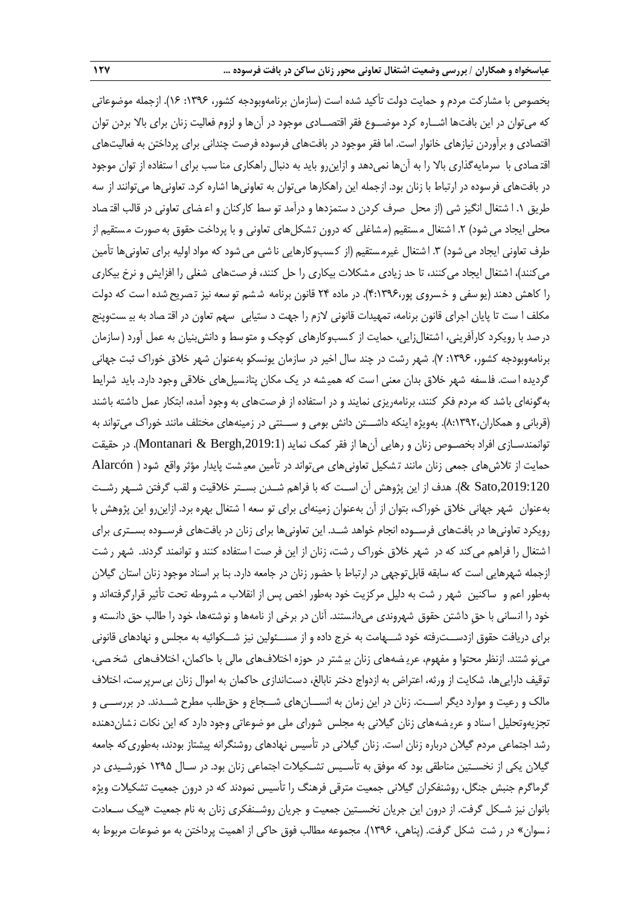بخصوص با مشارکت مردم و حمایت دولت تأکید شده است (سازمان برنامه‌وبودجه کشور، ۱۳۹۶: ۱۶). ازجمله موضوعاتی که می‌توان در این بافت‌ها اشـاره کرد موضـوع فقر اقتصـادی موجود در آن‌ها و لزوم فعالیت زنان برای بالا بردن توان اقتصادی و برآوردن نیازهای خانوار است. اما فقر موجود در بافت‌های فرسوده فرصت چندانی برای پرداختن به فعالیت‌های اقتصادی با سرمایه‌گذاری بالا را به آن‌ها نمی‌دهد و ازاین‌رو باید به دنبال راهکاری مناسب برای استفاده از توان موجود در بافت‌های فرسوده در ارتباط با زنان بود. ازجمله این راهکارها می‌توان به تعاونی‌ها اشاره کرد. تعاونی‌ها می‌توانند از سه طریق ۱. اشتغال انگیزشی (از محل صرف کردن دستمزدها و درآمد توسط کارکنان و اعضای تعاونی در قالب اقتصاد محلی ایجاد می‌شود) ۲. اشتغال مستقیم (مشاغلی که درون تشکل‌های تعاونی و با پرداخت حقوق به‌صورت مستقیم از طرف تعاونی ایجاد می‌شود) ۳. اشتغال غیرمستقیم (از کسب‌وکارهایی ناشی می‌شود که مواد اولیه برای تعاونی‌ها تأمین می‌کنند)، اشتغال ایجاد می‌کنند، تا حد زیادی مشکلات بیکاری را حل کنند، فرصت‌های شغلی را افزایش و نرخ بیکاری را کاهش دهند (یوسفی و خسروی پور،۱۳۹۶: ۴). در ماده ۲۴ قانون برنامه ششم توسعه نیز تصریح شده است که دولت مکلف است تا پایان اجرای قانون برنامه، تمهیدات قانونی لازم را جهت دستیابی سهم تعاون در اقتصاد به بیست‌وپنج درصد با رویکرد کارآفرینی، اشتغال‌زایی، حمایت از کسب‌وکارهای کوچک و متوسط و دانش‌بنیان به عمل آورد (سازمان برنامه‌وبودجه کشور، ۱۳۹۶: ۷). شهر رشت در چند سال اخیر در سازمان یونسکو به‌عنوان شهر خلاق خوراک ثبت جهانی گردیده است. فلسفه شهر خلاق بدان معنی است که همیشه در یک مکان پتانسیل‌های خلاقی وجود دارد. باید شرایط به‌گونه‌ای باشد که مردم فکر کنند، برنامه‌ریزی نمایند و در استفاده از فرصت‌های به وجود آمده، ابتکار عمل داشته باشند (قربانی و همکاران،۱۳۹۲: ۸). به‌ویژه اینکه داشـتن دانش بومی و سـنتی در زمینه‌های مختلف مانند خوراک می‌تواند به توانمندسـازی افراد بخصـوص زنان و رهایی آن‌ها از فقر کمک نماید (Montanari & Bergh,2019:1). در حقیقت حمایت از تلاش‌های جمعی زنان مانند تشکیل تعاونی‌های می‌تواند در تأمین معیشت پایدار مؤثر واقع شود (Alarcón & Sato,2019:120). هدف از این پژوهش آن اسـت که با فراهم شـدن بسـتر خلاقیت و لقب گرفتن شـهر رشـت به‌عنوان شهر جهانی خلاق خوراک، بتوان از آن به‌عنوان زمینه‌ای برای توسعه اشتغال بهره برد. ازاین‌رو این پژوهش با رویکرد تعاونی‌ها در بافت‌های فرسـوده انجام خواهد شـد. این تعاونی‌ها برای زنان در بافت‌های فرسـوده بسـتری برای اشتغال را فراهم می‌کند که در شهر خلاق خوراک رشت، زنان از این فرصت استفاده کنند و توانمند گردند. شهر رشت ازجمله شهرهایی است که سابقه قابل‌توجهی در ارتباط با حضور زنان در جامعه دارد. بنا بر اسناد موجود زنان استان گیلان به‌طور اعم و ساکنین شهر رشت به دلیل مرکزیت خود به‌طور اخص پس از انقلاب مشروطه تحت تأثیر قرارگرفته‌اند و خود را انسانی با حقِ داشتن حقوق شهروندی می‌دانستند. آنان در برخی از نامه‌ها و نوشته‌ها، خود را طالب حق دانسته و برای دریافت حقوق ازدسـت‌رفته خود شـهامت به خرج داده و از مسـئولین نیز شـکوائیه به مجلس و نهادهای قانونی می‌نوشتند. ازنظر محتوا و مفهوم، عریضه‌های زنان بیشتر در حوزه اختلاف‌های مالی با حاکمان، اختلاف‌های شخصی، توقیف دارایی‌ها، شکایت از ورثه، اعتراض به ازدواج دختر نابالغ، دست‌اندازی حاکمان به اموال زنان بی‌سرپرست، اختلاف مالک و رعیت و موارد دیگر اسـت. زنان در این زمان به انسـان‌های شـجاع و حق‌طلب مطرح شـدند. در بررسـی و تجزیه‌وتحلیل اسناد و عریضه‌های زنان گیلانی به مجلس شورای ملی موضوعاتی وجود دارد که این نکات نشان‌دهنده رشد اجتماعی مردم گیلان درباره زنان است. زنان گیلانی در تأسیس نهادهای روشنگرانه پیشتاز بودند، به‌طوری‌که جامعه گیلان یکی از نخسـتین مناطقی بود که موفق به تأسـیس تشـکیلات اجتماعی زنان بود. در سـال ۱۲۹۵ خورشـیدی در گرماگرم جنبش جنگل، روشنفکران گیلانی جمعیت مترقی فرهنگ را تأسیس نمودند که در درون جمعیت تشکیلات ویژه بانوان نیز شـکل گرفت. از درون این جریان نخسـتین جمعیت و جریان روشـنفکری زنان به نام جمعیت «پیک سـعادت نسوان» در رشت شکل گرفت. (پناهی، ۱۳۹۶). مجموعه مطالب فوق حاکی از اهمیت پرداختن به موضوعات مربوط به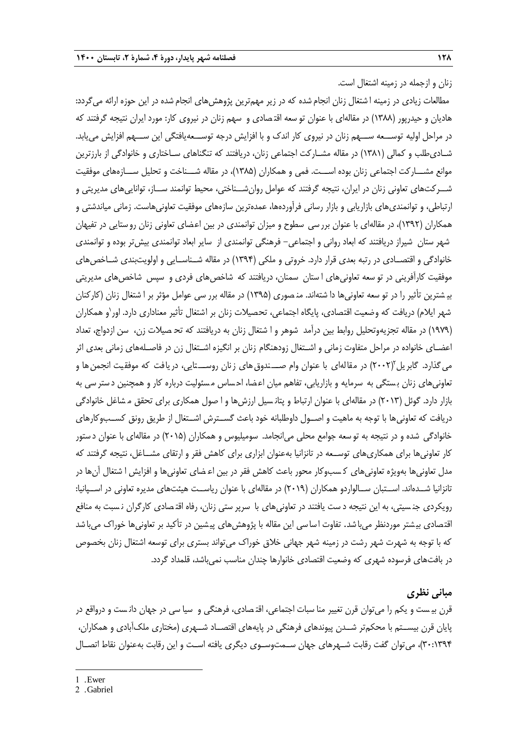زنان و ازجمله در زمینه اشتغال است.

مطالعات زیادی در زمینه اشتغال زنان انجام شده که در زیر مهم‌ترین پژوهش‌های انجام شده در این حوزه ارائه می‌گردد: هادیان و حیدرپور (۱۳۸۸) در مقاله‌ای با عنوان توسعه اقتصادی و سهم زنان در نیروی کار: مورد ایران نتیجه گرفتند که در مراحل اولیه توسعه سهم زنان در نیروی کار اندک و با افزایش درجه توسعه‌یافتگی این سهم افزایش می‌یابد. شادی‌طلب و کمالی (۱۳۸۱) در مقاله مشارکت اجتماعی زنان، دریافتند که تنگناهای ساختاری و خانوادگی از بارزترین موانع مشارکت اجتماعی زنان بوده است. فمی و همکاران (۱۳۸۵)، در مقاله شناخت و تحلیل سازه‌های موفقیت شرکت‌های تعاونی زنان در ایران، نتیجه گرفتند که عوامل روان‌شناختی، محیط توانمند ساز، توانایی‌های مدیریتی و ارتباطی، و توانمندی‌های بازاریابی و بازار رسانی فرآورده‌ها، عمده‌ترین سازه‌های موفقیت تعاونی‌هاست. زمانی میاندشتی و همکاران (۱۳۹۲)، در مقاله‌ای با عنوان بررسی سطوح و میزان توانمندی در بین اعضای تعاونی زنان روستایی در تفیهان شهرستان شیراز دریافتند که ابعاد روانی و اجتماعی- فرهنگی توانمندی از سایر ابعاد توانمندی بیش‌تر بوده و توانمندی خانوادگی و اقتصادی در رتبه بعدی قرار دارد. خروتی و ملکی (۱۳۹۴) در مقاله شناسایی و اولویت‌بندی شاخص‌های موفقیت کارآفرینی در توسعه تعاونی‌های استان سمنان، دریافتند که شاخص‌های فردی و سپس شاخص‌های مدیریتی بیشترین تأثیر را در توسعه تعاونی‌ها داشته‌اند. منصوری (۱۳۹۵) در مقاله بررسی عوامل مؤثر بر اشتغال زنان (کارکنان شهر ایلام) دریافت که وضعیت اقتصادی، پایگاه اجتماعی، تحصیلات زنان بر اشتغال تأثیر معناداری دارد. اور[1] و همکاران (۱۹۷۹) در مقاله تجزیه‌وتحلیل روابط بین درآمد شوهر و اشتغال زنان به دریافتند که تحصیلات زن، سن ازدواج، تعداد اعضای خانواده در مراحل متفاوت زمانی و اشتغال زودهنگام زنان بر انگیزه اشتغال زن در فاصله‌های زمانی بعدی اثر می‌گذارد. گابریل[2] (۲۰۰۲) در مقاله‌ای با عنوان وام صندوق‌های زنان روستایی، دریافت که موفقیت انجمن‌ها و تعاونی‌های زنان بستگی به سرمایه و بازاریابی، تفاهم میان اعضا، احساس مسئولیت درباره کار و همچنین دسترسی به بازار دارد. گوئل (۲۰۱۳) در مقاله‌ای با عنوان ارتباط و پتانسیل ارزش‌ها و اصول همکاری برای تحقق مشاغل خانوادگی دریافت که تعاونی‌ها با توجه به ماهیت و اصول داوطلبانه خود باعث گسترش اشتغال از طریق رونق کسب‌وکارهای خانوادگی شده و در نتیجه به توسعه جوامع محلی می‌انجامد. سومیلیوس و همکاران (۲۰۱۵) در مقاله‌ای با عنوان دستور کار تعاونی‌ها برای همکاری‌های توسعه در تانزانیا به‌عنوان ابزاری برای کاهش فقر و ارتقای مشاغل، نتیجه گرفتند که مدل تعاونی‌ها به‌ویژه تعاونی‌های کسب‌وکار محور باعث کاهش فقر در بین اعضای تعاونی‌ها و افزایش اشتغال آن‌ها در تانزانیا شده‌اند. استبان سالواردو همکاران (۲۰۱۹) در مقاله‌ای با عنوان ریاست هیئت‌های مدیره تعاونی در اسپانیا: رویکردی جنسیتی، به این نتیجه دست یافتند که در تعاونی‌های با سرپرستی زنان، رفاه اقتصادی کارگران نسبت به منافع اقتصادی بیشتر موردنظر می‌باشد. تفاوت اساسی این مقاله با پژوهش‌های پیشین در تأکید بر تعاونی‌ها خوراک می‌باشد که با توجه به شهرت شهر رشت در زمینه شهر جهانی خلاق خوراک می‌تواند بستری برای توسعه اشتغال زنان بخصوص در بافت‌های فرسوده شهری که وضعیت اقتصادی خانوارها چندان مناسب نمی‌باشد، قلمداد گردد.

## مبانی نظری

قرن بیست و یکم را می‌توان قرن تغییر مناسبات اجتماعی، اقتصادی، فرهنگی و سیاسی در جهان دانست و درواقع در پایان قرن بیستم با محکم‌تر شدن پیوندهای فرهنگی در پایه‌های اقتصاد شهری (مختاری ملک‌آبادی و همکاران، ۱۳۹۴:۳۰)، می‌توان گفت رقابت شهرهای جهان سمت‌وسوی دیگری یافته است و این رقابت به‌عنوان نقاط اتصال

---

1 . Ewer

2 . Gabriel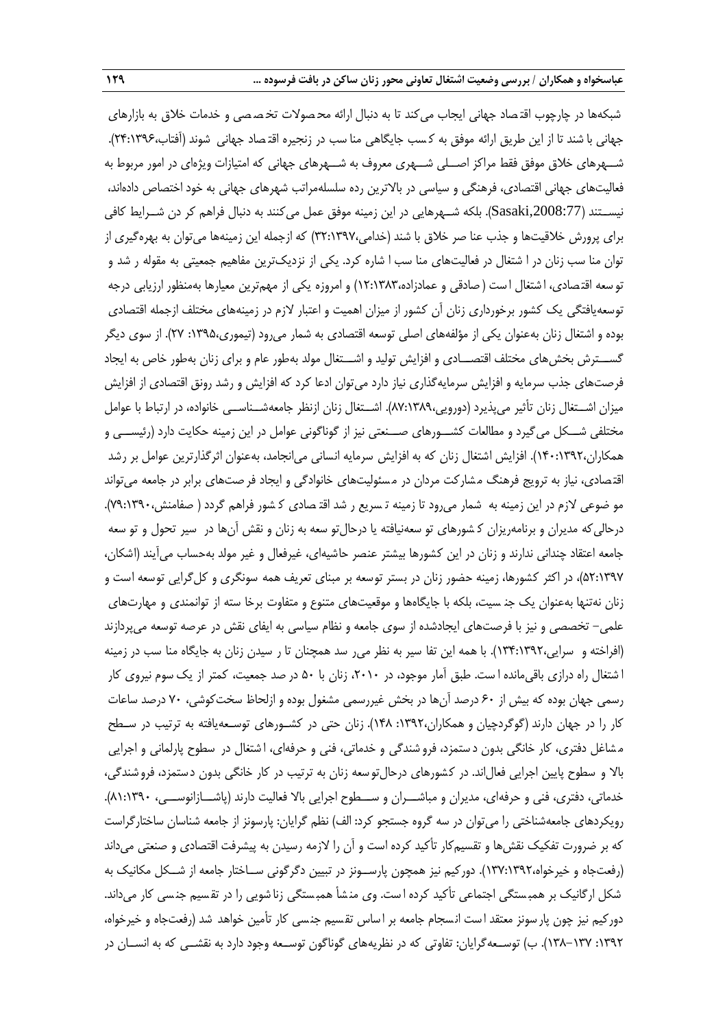شبکه‌ها در چارچوب اقتصاد جهانی ایجاب می‌کند تا به دنبال ارائه محصولات تخصصی و خدمات خلاق به بازارهای جهانی باشند تا از این طریق ارائه موفق به کسب جایگاهی مناسب در زنجیره اقتصاد جهانی شوند (آفتاب،۱۳۹۶:۲۴). شـــهرهای خلاق موفق فقط مراکز اصـــلی شـــهری معروف به شـــهرهای جهانی که امتیازات ویژه‌ای در امور مربوط به فعالیت‌های جهانی اقتصادی، فرهنگی و سیاسی در بالاترین رده سلسله‌مراتب شهرهای جهانی به خود اختصاص داده‌اند، نیســـتند (Sasaki,2008:77). بلکه شـــهرهایی در این زمینه موفق عمل می‌کنند به دنبال فراهم کردن شـــرایط کافی برای پرورش خلاقیت‌ها و جذب عناصر خلاق باشند (خدامی،۱۳۹۷:۳۲) که ازجمله این زمینه‌ها می‌توان به بهره‌گیری از توان مناسب زنان در اشتغال در فعالیت‌های مناسب اشاره کرد. یکی از نزدیک‌ترین مفاهیم جمعیتی به مقوله رشد و توسعه اقتصادی، اشتغال است (صادقی و عمادزاده،۱۳۸۳:۱۲) و امروزه یکی از مهم‌ترین معیارها به‌منظور ارزیابی درجه توسعه‌یافتگی یک کشور برخورداری زنان آن کشور از میزان اهمیت و اعتبار لازم در زمینه‌های مختلف ازجمله اقتصادی بوده و اشتغال زنان به‌عنوان یکی از مؤلفه‌های اصلی توسعه اقتصادی به شمار می‌رود (تیموری،۱۳۹۵: ۲۷). از سوی دیگر گســـترش بخش‌های مختلف اقتصـــادی و افزایش تولید و اشـــتغال مولد به‌طور عام و برای زنان به‌طور خاص به ایجاد فرصت‌های جذب سرمایه و افزایش سرمایه‌گذاری نیاز دارد می‌توان ادعا کرد که افزایش و رشد رونق اقتصادی از افزایش میزان اشـــتغال زنان تأثیر می‌پذیرد (دورویی،۱۳۸۹:۸۷). اشـــتغال زنان ازنظر جامعه‌شـــناســـی خانواده، در ارتباط با عوامل مختلفی شـــکل می‌گیرد و مطالعات کشـــورهای صـــنعتی نیز از گوناگونی عوامل در این زمینه حکایت دارد (رئیســـی و همکاران،۱۳۹۲:۱۴۰). افزایش اشتغال زنان که به افزایش سرمایه انسانی می‌انجامد، به‌عنوان اثرگذارترین عوامل بر رشد اقتصادی، نیاز به ترویج فرهنگ مشارکت مردان در مسئولیت‌های خانوادگی و ایجاد فرصت‌های برابر در جامعه می‌تواند موضوعی لازم در این زمینه به شمار می‌رود تا زمینه تسریع رشد اقتصادی کشور فراهم گردد ( صفامنش،۱۳۹۰:۷۹). درحالی‌که مدیران و برنامه‌ریزان کشورهای توسعه‌نیافته یا درحال‌توسعه به زنان و نقش آن‌ها در سیر تحول و توسعه جامعه اعتقاد چندانی ندارند و زنان در این کشورها بیشتر عنصر حاشیه‌ای، غیرفعال و غیر مولد به‌حساب می‌آیند (اشکان، ۱۳۹۷:۵۲)، در اکثر کشورها، زمینه حضور زنان در بستر توسعه بر مبنای تعریف همه سونگری و کل‌گرایی توسعه است و زنان نه‌تنها به‌عنوان یک جنسیت، بلکه با جایگاه‌ها و موقعیت‌های متنوع و متفاوت برخاسته از توانمندی و مهارت‌های علمی– تخصصی و نیز با فرصت‌های ایجادشده از سوی جامعه و نظام سیاسی به ایفای نقش در عرصه توسعه می‌پردازند (افراخته و سرایی،۱۳۹۲:۱۳۴). با همه این تفاسیر به نظر می‌رسد همچنان تا رسیدن زنان به جایگاه مناسب در زمینه اشتغال راه درازی باقی‌مانده است. طبق آمار موجود، در ۲۰۱۰، زنان با ۵۰ درصد جمعیت، کمتر از یک سوم نیروی کار رسمی جهان بوده که بیش از ۶۰ درصد آن‌ها در بخش غیررسمی مشغول بوده و ازلحاظ سخت‌کوشی، ۷۰ درصد ساعات کار را در جهان دارند (گوگردچیان و همکاران،۱۳۹۲: ۱۴۸). زنان حتی در کشـورهای توسـعه‌یافته به ترتیب در سـطح مشاغل دفتری، کار خانگی بدون دستمزد، فروشندگی و خدماتی، فنی و حرفه‌ای، اشتغال در سطوح پارلمانی و اجرایی بالا و سطوح پایین اجرایی فعال‌اند. در کشورهای درحال‌توسعه زنان به ترتیب در کار خانگی بدون دستمزد، فروشندگی، خدماتی، دفتری، فنی و حرفه‌ای، مدیران و مباشـــران و ســـطوح اجرایی بالا فعالیت دارند (پاشـــازانوســـی، ۱۳۹۰:۸۱). رویکردهای جامعه‌شناختی را می‌توان در سه گروه جستجو کرد: الف) نظم گرایان: پارسونز از جامعه شناسان ساختارگراست که بر ضرورت تفکیک نقش‌ها و تقسیم‌کار تأکید کرده است و آن را لازمه رسیدن به پیشرفت اقتصادی و صنعتی می‌داند (رفعت‌جاه و خیرخواه،۱۳۹۲:۱۳۷). دورکیم نیز همچون پارســـونز در تبیین دگرگونی ســـاختار جامعه از شـــکل مکانیک به شکل ارگانیک بر همبستگی اجتماعی تأکید کرده است. وی منشأ همبستگی زناشویی را در تقسیم جنسی کار می‌داند. دورکیم نیز چون پارسونز معتقد است انسجام جامعه بر اساس تقسیم جنسی کار تأمین خواهد شد (رفعت‌جاه و خیرخواه، ۱۳۹۲: ۱۳۷–۱۳۸). ب) توســـعه‌گرایان: تفاوتی که در نظریه‌های گوناگون توســـعه وجود دارد به نقشـــی که به انســـان در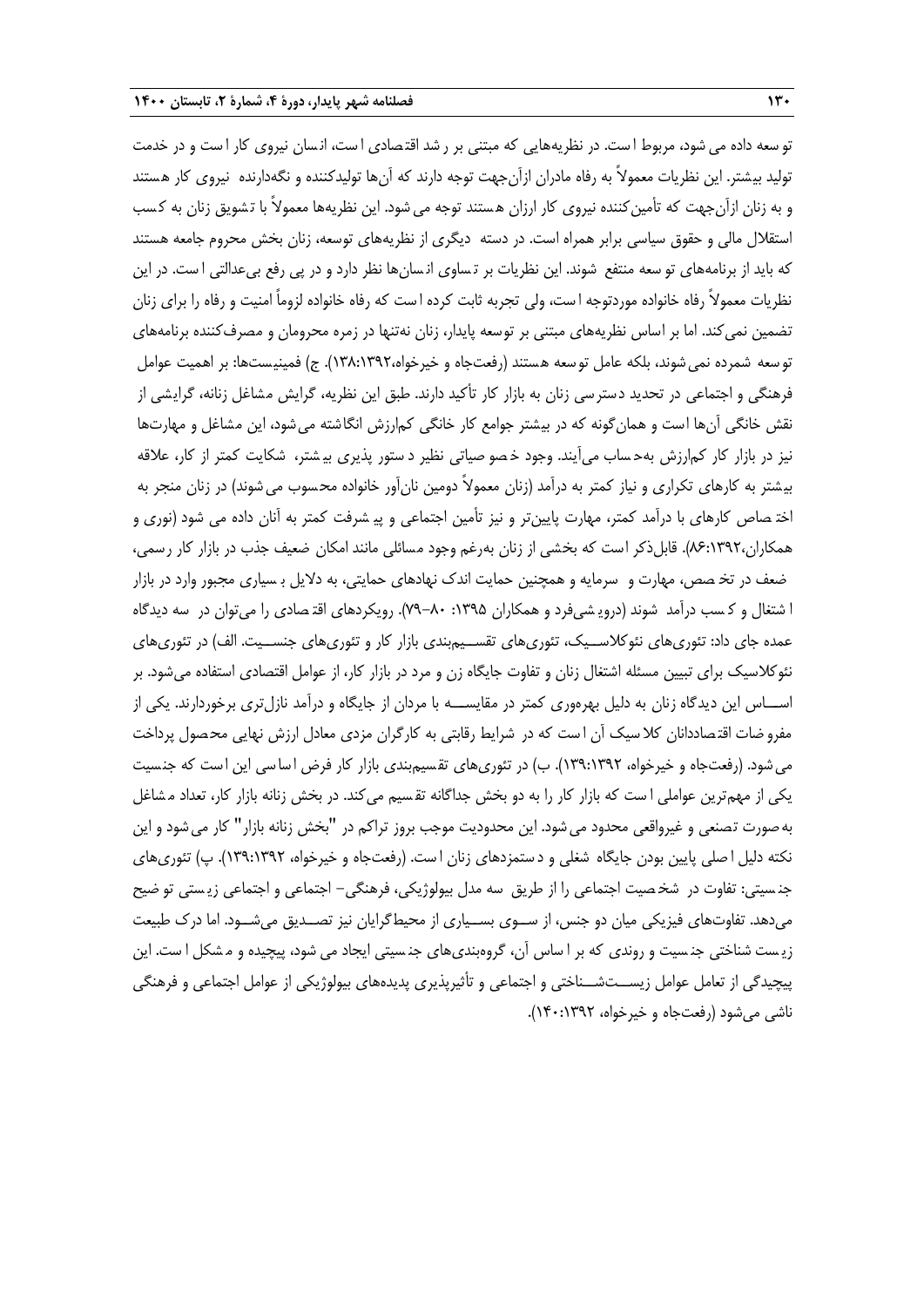توسعه داده می شود، مربوط است. در نظریه‌هایی که مبتنی بر رشد اقتصادی است، انسان نیروی کار است و در خدمت تولید بیشتر. این نظریات معمولاً به رفاه مادران ازآن‌جهت توجه دارند که آن‌ها تولیدکننده و نگه‌دارنده نیروی کار هستند و به زنان ازآن‌جهت که تأمین‌کننده نیروی کار ارزان هستند توجه می شود. این نظریه‌ها معمولاً با تشویق زنان به کسب استقلال مالی و حقوق سیاسی برابر همراه است. در دسته دیگری از نظریه‌های توسعه، زنان بخش محروم جامعه هستند که باید از برنامه‌های توسعه منتفع شوند. این نظریات بر تساوی انسان‌ها نظر دارد و در پی رفع بی‌عدالتی است. در این نظریات معمولاً رفاه خانواده موردتوجه است، ولی تجربه ثابت کرده است که رفاه خانواده لزوماً امنیت و رفاه را برای زنان تضمین نمی‌کند. اما بر اساس نظریه‌های مبتنی بر توسعه پایدار، زنان نه‌تنها در زمره محرومان و مصرف‌کننده برنامه‌های توسعه شمرده نمی‌شوند، بلکه عامل توسعه هستند (رفعت‌جاه و خیرخواه،۱۳۹۲:۱۳۸). ج) فمینیست‌ها: بر اهمیت عوامل فرهنگی و اجتماعی در تحدید دسترسی زنان به بازار کار تأکید دارند. طبق این نظریه، گرایش مشاغل زنانه، گرایشی از نقش خانگی آن‌ها است و همان‌گونه که در بیشتر جوامع کار خانگی کم‌ارزش انگاشته می‌شود، این مشاغل و مهارت‌ها نیز در بازار کار کم‌ارزش به‌حساب می‌آیند. وجود خصوصیاتی نظیر دستور پذیری بیشتر، شکایت کمتر از کار، علاقه بیشتر به کارهای تکراری و نیاز کمتر به درآمد (زنان معمولاً دومین نان‌آور خانواده محسوب می‌شوند) در زنان منجر به اختصاص کارهای با درآمد کمتر، مهارت پایین‌تر و نیز تأمین اجتماعی و پیشرفت کمتر به آنان داده می شود (نوری و همکاران،۱۳۹۲:۸۶). قابل‌ذکر است که بخشی از زنان به‌رغم وجود مسائلی مانند امکان ضعیف جذب در بازار کار رسمی، ضعف در تخصص، مهارت و سرمایه و همچنین حمایت اندک نهادهای حمایتی، به دلایل بسیاری مجبور وارد در بازار اشتغال و کسب درآمد شوند (درویشی‌فرد و همکاران ۱۳۹۵: ۸۰-۷۹). رویکردهای اقتصادی را می‌توان در سه دیدگاه عمده جای داد: تئوری‌های نئوکلاسیک، تئوری‌های تقسیم‌بندی بازار کار و تئوری‌های جنسیت. الف) در تئوری‌های نئوکلاسیک برای تبیین مسئله اشتغال زنان و تفاوت جایگاه زن و مرد در بازار کار، از عوامل اقتصادی استفاده می‌شود. بر اساس این دیدگاه زنان به دلیل بهره‌وری کمتر در مقایسه با مردان از جایگاه و درآمد نازل‌تری برخوردارند. یکی از مفروضات اقتصاددانان کلاسیک آن است که در شرایط رقابتی به کارگران مزدی معادل ارزش نهایی محصول پرداخت می‌شود. (رفعت‌جاه و خیرخواه، ۱۳۹۲:۱۳۹). ب) در تئوری‌های تقسیم‌بندی بازار کار فرض اساسی این است که جنسیت یکی از مهم‌ترین عواملی است که بازار کار را به دو بخش جداگانه تقسیم می‌کند. در بخش زنانه بازار کار، تعداد مشاغل به‌صورت تصنعی و غیرواقعی محدود می‌شود. این محدودیت موجب بروز تراکم در "بخش زنانه بازار" کار می‌شود و این نکته دلیل اصلی پایین بودن جایگاه شغلی و دستمزدهای زنان است. (رفعت‌جاه و خیرخواه، ۱۳۹۲:۱۳۹). پ) تئوری‌های جنسیتی: تفاوت در شخصیت اجتماعی را از طریق سه مدل بیولوژیکی، فرهنگی- اجتماعی و اجتماعی زیستی توضیح می‌دهد. تفاوت‌های فیزیکی میان دو جنس، از سوی بسیاری از محیط‌گرایان نیز تصدیق می‌شود. اما درک طبیعت زیست شناختی جنسیت و روندی که بر اساس آن، گروه‌بندی‌های جنسیتی ایجاد می شود، پیچیده و مشکل است. این پیچیدگی از تعامل عوامل زیست‌شناختی و اجتماعی و تأثیرپذیری پدیده‌های بیولوژیکی از عوامل اجتماعی و فرهنگی ناشی می‌شود (رفعت‌جاه و خیرخواه، ۱۳۹۲:۱۴۰).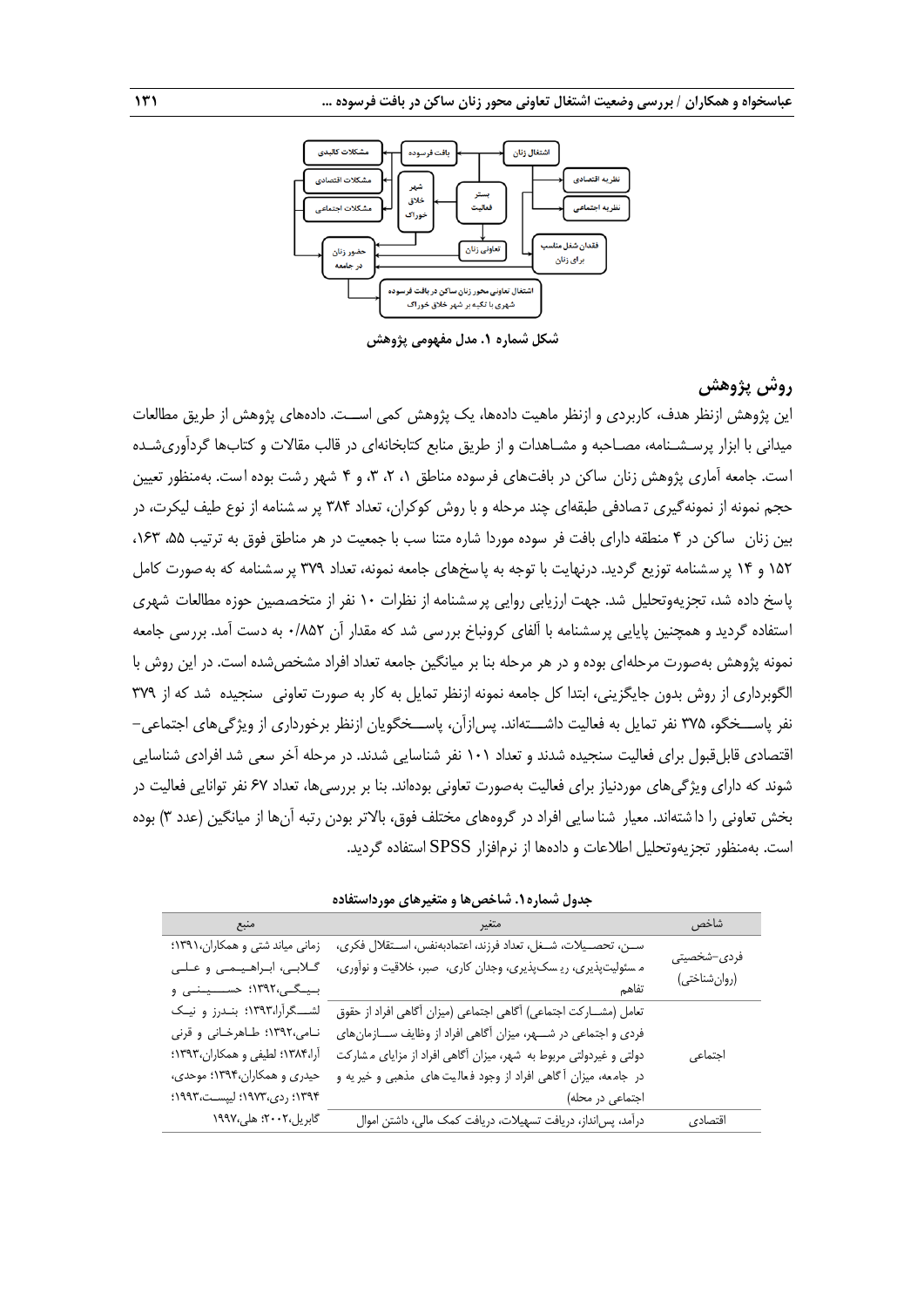شکل شماره ۱. مدل مفهومی پژوهش

## روش پژوهش

این پژوهش ازنظر هدف، کاربردی و ازنظر ماهیت داده‌ها، یک پژوهش کمی است. داده‌های پژوهش از طریق مطالعات میدانی با ابزار پرسشنامه، مصاحبه و مشاهدات و از طریق منابع کتابخانه‌ای در قالب مقالات و کتاب‌ها گردآوری‌شده است. جامعه آماری پژوهش زنان ساکن در بافت‌های فرسوده مناطق ۱، ۲، ۳، و ۴ شهر رشت بوده است. به‌منظور تعیین حجم نمونه از نمونه‌گیری تصادفی طبقه‌ای چند مرحله و با روش کوکران، تعداد ۳۸۴ پرسشنامه از نوع طیف لیکرت، در بین زنان ساکن در ۴ منطقه دارای بافت فرسوده موردا شاره متنا سب با جمعیت در هر مناطق فوق به ترتیب ۵۵، ۱۶۳، ۱۵۲ و ۱۴ پرسشنامه توزیع گردید. درنهایت با توجه به پاسخ‌های جامعه نمونه، تعداد ۳۷۹ پرسشنامه که به‌صورت کامل پاسخ داده شد، تجزیه‌وتحلیل شد. جهت ارزیابی روایی پرسشنامه از نظرات ۱۰ نفر از متخصصین حوزه مطالعات شهری استفاده گردید و همچنین پایایی پرسشنامه با آلفای کرونباخ بررسی شد که مقدار آن ۰/۸۵۲ به دست آمد. بررسی جامعه نمونه پژوهش به‌صورت مرحله‌ای بوده و در هر مرحله بنا بر میانگین جامعه تعداد افراد مشخص‌شده است. در این روش با الگوبرداری از روش بدون جایگزینی، ابتدا کل جامعه نمونه ازنظر تمایل به کار به صورت تعاونی سنجیده شد که از ۳۷۹ نفر پاسخگو، ۳۷۵ نفر تمایل به فعالیت داشته‌اند. پس‌ازآن، پاسخگویان ازنظر برخورداری از ویژگی‌های اجتماعی-اقتصادی قابل‌قبول برای فعالیت سنجیده شدند و تعداد ۱۰۱ نفر شناسایی شدند. در مرحله آخر سعی شد افرادی شناسایی شوند که دارای ویژگی‌های موردنیاز برای فعالیت به‌صورت تعاونی بوده‌اند. بنا بر بررسی‌ها، تعداد ۶۷ نفر توانایی فعالیت در بخش تعاونی را داشته‌اند. معیار شناسایی افراد در گروه‌های مختلف فوق، بالاتر بودن رتبه آن‌ها از میانگین (عدد ۳) بوده است. به‌منظور تجزیه‌وتحلیل اطلاعات و داده‌ها از نرم‌افزار SPSS استفاده گردید.

**جدول شماره۱. شاخص‌ها و متغیرهای مورداستفاده**

| شاخص | متغیر | منبع |
| --- | --- | --- |
| فردی-شخصیتی (روان‌شناختی) | سن، تحصیلات، شغل، تعداد فرزند، اعتمادبه‌نفس، استقلال فکری، مسئولیت‌پذیری، ریسک‌پذیری، وجدان کاری، صبر، خلاقیت و نوآوری، تفاهم | زمانی میاند شتی و همکاران،۱۳۹۱؛ گلابی، ابراهیمی و علی بیگی،۱۳۹۲؛ حسینی و لشگرآرا،۱۳۹۳؛ بندرز و نیک نامی،۱۳۹۲؛ طاهرخانی و قرنی آرا،۱۳۸۴؛ لطیفی و همکاران،۱۳۹۳؛ حیدری و همکاران،۱۳۹۴؛ موحدی، ۱۳۹۴؛ ردی،۱۹۷۳؛ لیپست،۱۹۹۳؛ گابریل،۲۰۰۲؛ هلی،۱۹۹۷ |
| اجتماعی | تعامل (مشارکت اجتماعی) آگاهی اجتماعی (میزان آگاهی افراد از حقوق فردی و اجتماعی در شهر، میزان آگاهی افراد از وظایف سازمان‌های دولتی و غیردولتی مربوط به شهر، میزان آگاهی افراد از مزایای مشارکت در جامعه، میزان آگاهی افراد از وجود فعالیت‌های مذهبی و خیریه و اجتماعی در محله) | |
| اقتصادی | درآمد، پس‌انداز، دریافت تسهیلات، دریافت کمک مالی، داشتن اموال | |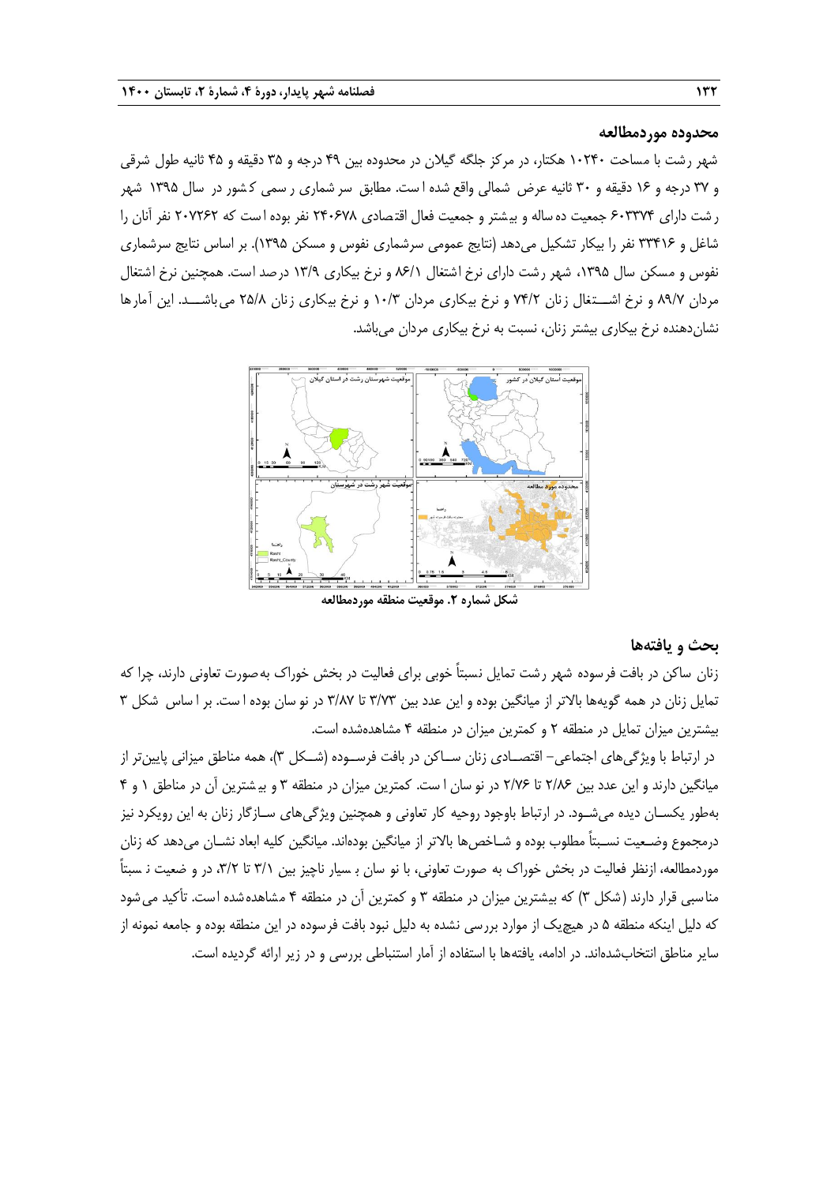### محدوده موردمطالعه

شهر رشت با مساحت ۱۰۲۴۰ هکتار، در مرکز جلگه گیلان در محدوده بین ۴۹ درجه و ۳۵ دقیقه و ۴۵ ثانیه طول شرقی و ۳۷ درجه و ۱۶ دقیقه و ۳۰ ثانیه عرض شمالی واقع شده است. مطابق سرشماری رسمی کشور در سال ۱۳۹۵ شهر رشت دارای ۶۰۳۳۷۴ جمعیت ده‌ساله و بیشتر و جمعیت فعال اقتصادی ۲۴۰۶۷۸ نفر بوده است که ۲۰۷۲۶۲ نفر آنان را شاغل و ۳۳۴۱۶ نفر را بیکار تشکیل می‌دهد (نتایج عمومی سرشماری نفوس و مسکن ۱۳۹۵). بر اساس نتایج سرشماری نفوس و مسکن سال ۱۳۹۵، شهر رشت دارای نرخ اشتغال ۸۶/۱ و نرخ بیکاری ۱۳/۹ درصد است. همچنین نرخ اشتغال مردان ۸۹/۷ و نرخ اشتغال زنان ۷۴/۲ و نرخ بیکاری مردان ۱۰/۳ و نرخ بیکاری زنان ۲۵/۸ می‌باشد. این آمارها نشان‌دهنده نرخ بیکاری بیشتر زنان، نسبت به نرخ بیکاری مردان می‌باشد.

شکل شماره ۲. موقعیت منطقه موردمطالعه

### بحث و یافته‌ها

زنان ساکن در بافت فرسوده شهر رشت تمایل نسبتاً خوبی برای فعالیت در بخش خوراک به‌صورت تعاونی دارند، چرا که تمایل زنان در همه گویه‌ها بالاتر از میانگین بوده و این عدد بین ۳/۷۳ تا ۳/۸۷ در نوسان بوده است. بر اساس شکل ۳ بیشترین میزان تمایل در منطقه ۲ و کمترین میزان در منطقه ۴ مشاهده‌شده است.

در ارتباط با ویژگی‌های اجتماعی- اقتصادی زنان ساکن در بافت فرسوده (شکل ۳)، همه مناطق میزانی پایین‌تر از میانگین دارند و این عدد بین ۲/۸۶ تا ۲/۷۶ در نوسان است. کمترین میزان در منطقه ۳ و بیشترین آن در مناطق ۱ و ۴ به‌طور یکسان دیده می‌شود. در ارتباط باوجود روحیه کار تعاونی و همچنین ویژگی‌های سازگار زنان به این رویکرد نیز درمجموع وضعیت نسبتاً مطلوب بوده و شاخص‌ها بالاتر از میانگین بوده‌اند. میانگین کلیه ابعاد نشان می‌دهد که زنان موردمطالعه، ازنظر فعالیت در بخش خوراک به صورت تعاونی، با نوسان بسیار ناچیز بین ۳/۱ تا ۳/۲، در وضعیت نسبتاً مناسبی قرار دارند (شکل ۳) که بیشترین میزان در منطقه ۳ و کمترین آن در منطقه ۴ مشاهده‌شده است. تأکید می‌شود که دلیل اینکه منطقه ۵ در هیچ‌یک از موارد بررسی نشده به دلیل نبود بافت فرسوده در این منطقه بوده و جامعه نمونه از سایر مناطق انتخاب‌شده‌اند. در ادامه، یافته‌ها با استفاده از آمار استنباطی بررسی و در زیر ارائه گردیده است.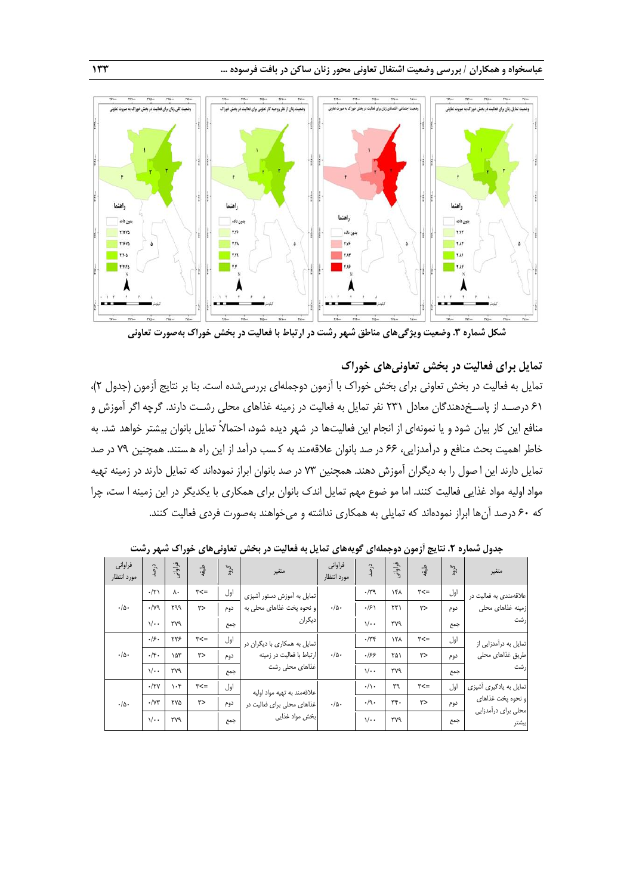شکل شماره ۳. وضعیت ویژگی‌های مناطق شهر رشت در ارتباط با فعالیت در بخش خوراک به‌صورت تعاونی

## تمایل برای فعالیت در بخش تعاونی‌های خوراک

تمایل به فعالیت در بخش تعاونی برای بخش خوراک با آزمون دوجمله‌ای بررسی‌شده است. بنا بر نتایج آزمون (جدول ۲)، ۶۱ درصد از پاسخ‌دهندگان معادل ۲۳۱ نفر تمایل به فعالیت در زمینه غذاهای محلی رشت دارند. گرچه اگر آموزش و منافع این کار بیان شود و یا نمونه‌ای از انجام این فعالیت‌ها در شهر دیده شود، احتمالاً تمایل بانوان بیشتر خواهد شد. به خاطر اهمیت بحث منافع و درآمدزایی، ۶۶ در صد بانوان علاقه‌مند به کسب درآمد از این راه هستند. همچنین ۷۹ در صد تمایل دارند این اصول را به دیگران آموزش دهند. همچنین ۷۳ در صد بانوان ابراز نموده‌اند که تمایل دارند در زمینه تهیه مواد اولیه مواد غذایی فعالیت کنند. اما موضوع مهم تمایل اندک بانوان برای همکاری با یکدیگر در این زمینه است، چرا که ۶۰ درصد آن‌ها ابراز نموده‌اند که تمایلی به همکاری نداشته و می‌خواهند به‌صورت فردی فعالیت کنند.

جدول شماره ۲. نتایج آزمون دوجمله‌ای گویه‌های تمایل به فعالیت در بخش تعاونی‌های خوراک شهر رشت

| متغیر | گروه | طبقه | فراوانی | درصد | فراوانی مورد انتظار | متغیر | گروه | طبقه | فراوانی | درصد | فراوانی مورد انتظار |
|---|---|---|---|---|---|---|---|---|---|---|---|
| علاقه‌مندی به فعالیت در زمینه غذاهای محلی رشت | اول | ۳=> | ۱۴۸ | ۰/۳۹ | ۰/۵۰ | تمایل به آموزش دستور آشپزی و نحوه پخت غذاهای محلی به دیگران | اول | ۳=> | ۸۰ | ۰/۲۱ | ۰/۵۰ |
| | دوم | ۳< | ۲۳۱ | ۰/۶۱ | | | دوم | ۳< | ۲۹۹ | ۰/۷۹ | |
| | جمع | | ۳۷۹ | ۱/۰۰ | | | جمع | | ۳۷۹ | ۱/۰۰ | |
| تمایل به درآمدزایی از طریق غذاهای محلی رشت | اول | ۳=> | ۱۲۸ | ۰/۳۴ | ۰/۵۰ | تمایل به همکاری با دیگران در ارتباط با فعالیت در زمینه غذاهای محلی رشت | اول | ۳=> | ۲۲۶ | ۰/۶۰ | ۰/۵۰ |
| | دوم | ۳< | ۲۵۱ | ۰/۶۶ | | | دوم | ۳< | ۱۵۳ | ۰/۴۰ | |
| | جمع | | ۳۷۹ | ۱/۰۰ | | | جمع | | ۳۷۹ | ۱/۰۰ | |
| تمایل به یادگیری آشپزی و نحوه پخت غذاهای محلی برای درآمدزایی بیشتر | اول | ۳=> | ۳۹ | ۰/۱۰ | ۰/۵۰ | علاقه‌مند به تهیه مواد اولیه غذاهای محلی برای فعالیت در بخش مواد غذایی | اول | ۳=> | ۱۰۴ | ۰/۲۷ | ۰/۵۰ |
| | دوم | ۳< | ۳۴۰ | ۰/۹۰ | | | دوم | ۳< | ۲۷۵ | ۰/۷۳ | |
| | جمع | | ۳۷۹ | ۱/۰۰ | | | جمع | | ۳۷۹ | ۱/۰۰ | |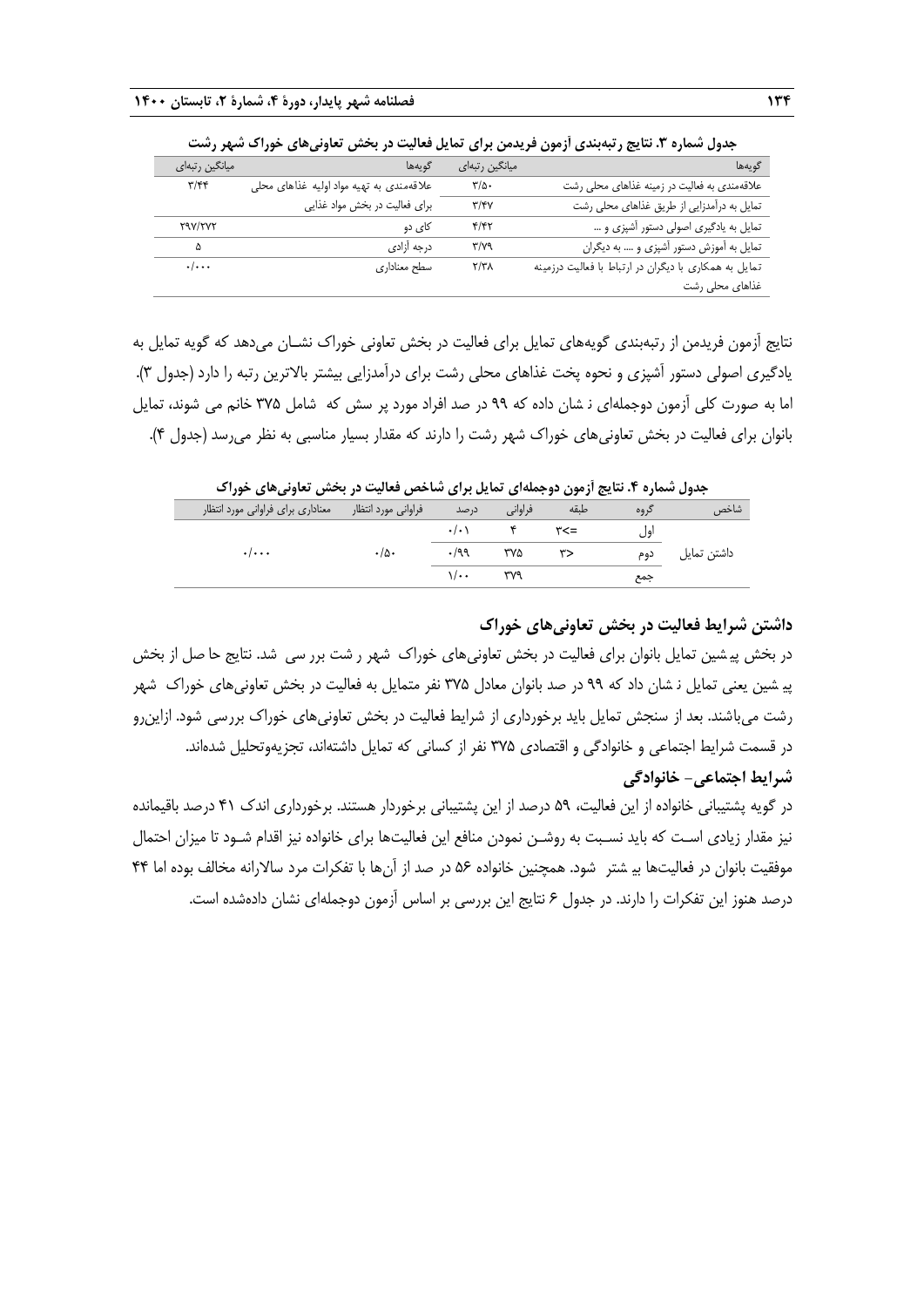جدول شماره ۳. نتایج رتبه‌بندی آزمون فریدمن برای تمایل فعالیت در بخش تعاونی‌های خوراک شهر رشت

| گویه‌ها | میانگین رتبه‌ای | گویه‌ها | میانگین رتبه‌ای |
|---|---|---|---|
| علاقه‌مندی به فعالیت در زمینه غذاهای محلی رشت | ۳/۵۰ | علاقه‌مندی به تهیه مواد اولیه غذاهای محلی برای فعالیت در بخش مواد غذایی | ۳/۴۴ |
| تمایل به درآمدزایی از طریق غذاهای محلی رشت | ۳/۴۷ | | |
| تمایل به یادگیری اصولی دستور آشپزی و ... | ۴/۴۲ | کای دو | ۲۹۷/۲۷۲ |
| تمایل به آموزش دستور آشپزی و .... به دیگران | ۳/۷۹ | درجه آزادی | ۵ |
| تمایل به همکاری با دیگران در ارتباط با فعالیت درزمینه غذاهای محلی رشت | ۲/۳۸ | سطح معناداری | ۰/۰۰۰ |

نتایج آزمون فریدمن از رتبه‌بندی گویه‌های تمایل برای فعالیت در بخش تعاونی خوراک نشـان می‌دهد که گویه تمایل به یادگیری اصولی دستور آشپزی و نحوه پخت غذاهای محلی رشت برای درآمدزایی بیشتر بالاترین رتبه را دارد (جدول ۳). اما به صورت کلی آزمون دوجمله‌ای نشان داده که ۹۹ در صد افراد مورد پرسش که شامل ۳۷۵ خانم می شوند، تمایل بانوان برای فعالیت در بخش تعاونی‌های خوراک شهر رشت را دارند که مقدار بسیار مناسبی به نظر می‌رسد (جدول ۴).

جدول شماره ۴. نتایج آزمون دوجمله‌ای تمایل برای شاخص فعالیت در بخش تعاونی‌های خوراک

| شاخص | گروه | طبقه | فراوانی | درصد | فراوانی مورد انتظار | معناداری برای فراوانی مورد انتظار |
|---|---|---|---|---|---|---|
| داشتن تمایل | اول | =>۳ | ۴ | ۰/۰۱ | ۰/۵۰ | ۰/۰۰۰ |
| | دوم | ۳< | ۳۷۵ | ۰/۹۹ | | |
| | جمع | | ۳۷۹ | ۱/۰۰ | | |

## داشتن شرایط فعالیت در بخش تعاونی‌های خوراک

در بخش پیشین تمایل بانوان برای فعالیت در بخش تعاونی‌های خوراک شهر رشت بررسی شد. نتایج حاصل از بخش پیشین یعنی تمایل نشان داد که ۹۹ در صد بانوان معادل ۳۷۵ نفر متمایل به فعالیت در بخش تعاونی‌های خوراک شهر رشت می‌باشند. بعد از سنجش تمایل باید برخورداری از شرایط فعالیت در بخش تعاونی‌های خوراک بررسی شود. ازاین‌رو در قسمت شرایط اجتماعی و خانوادگی و اقتصادی ۳۷۵ نفر از کسانی که تمایل داشته‌اند، تجزیه‌وتحلیل شده‌اند.

### شرایط اجتماعی- خانوادگی

در گویه پشتیبانی خانواده از این فعالیت، ۵۹ درصد از این پشتیبانی برخوردار هستند. برخورداری اندک ۴۱ درصد باقیمانده نیز مقدار زیادی است که باید نسـبت به روشـن نمودن منافع این فعالیت‌ها برای خانواده نیز اقدام شـود تا میزان احتمال موفقیت بانوان در فعالیت‌ها بیشتر شود. همچنین خانواده ۵۶ در صد از آن‌ها با تفکرات مرد سالارانه مخالف بوده اما ۴۴ درصد هنوز این تفکرات را دارند. در جدول ۶ نتایج این بررسی بر اساس آزمون دوجمله‌ای نشان داده‌شده است.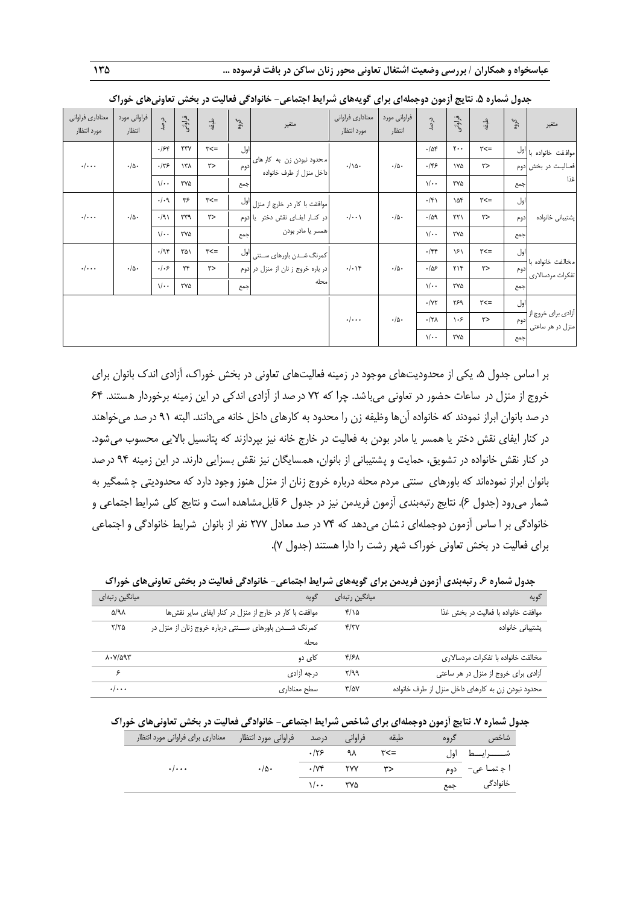**جدول شماره ۵. نتایج آزمون دوجمله‌ای برای گویه‌های شرایط اجتماعی- خانوادگی فعالیت در بخش تعاونی‌های خوراک**

| متغیر | گروه | طبقه | فراوانی | درصد | فراوانی مورد انتظار | معناداری فراوانی مورد انتظار | متغیر | گروه | طبقه | فراوانی | درصد | فراوانی مورد انتظار | معناداری فراوانی مورد انتظار |
|---|---|---|---|---|---|---|---|---|---|---|---|---|---|
| موافقت خانواده با فعالیت در بخش غذا | اول | ۳=> | ۲۰۰ | ۰/۵۴ | ۰/۵۰ | ۰/۱۵۰ | محدود نبودن زن به کارهای داخل منزل از طرف خانواده | اول | ۳=> | ۲۳۷ | ۰/۶۴ | ۰/۵۰ | ۰/۰۰۰ |
| | دوم | ۳> | ۱۷۵ | ۰/۴۶ | | | | دوم | ۳> | ۱۳۸ | ۰/۳۶ | | |
| | جمع | | ۳۷۵ | ۱/۰۰ | | | | جمع | | ۳۷۵ | ۱/۰۰ | | |
| پشتیبانی خانواده | اول | ۳=> | ۱۵۴ | ۰/۴۱ | ۰/۵۰ | ۰/۰۰۱ | موافقت با کار در خارج از منزل در کنار ایفای نقش دختر یا همسر یا مادر بودن | اول | ۳=> | ۳۶ | ۰/۰۹ | ۰/۵۰ | ۰/۰۰۰ |
| | دوم | ۳> | ۲۲۱ | ۰/۵۹ | | | | دوم | ۳> | ۳۳۹ | ۰/۹۱ | | |
| | جمع | | ۳۷۵ | ۱/۰۰ | | | | جمع | | ۳۷۵ | ۱/۰۰ | | |
| مخالفت خانواده با تفکرات مردسالاری | اول | ۳=> | ۱۶۱ | ۰/۴۴ | ۰/۵۰ | ۰/۰۱۴ | کمرنگ شدن باورهای سنتی در باره خروج زنان از منزل در محله | اول | ۳=> | ۳۵۱ | ۰/۹۴ | ۰/۵۰ | ۰/۰۰۰ |
| | دوم | ۳> | ۲۱۴ | ۰/۵۶ | | | | دوم | ۳> | ۲۴ | ۰/۰۶ | | |
| | جمع | | ۳۷۵ | ۱/۰۰ | | | | جمع | | ۳۷۵ | ۱/۰۰ | | |
| آزادی برای خروج از منزل در هر ساعتی | اول | ۳=> | ۲۶۹ | ۰/۷۲ | ۰/۵۰ | ۰/۰۰۰ | | | | | | | |
| | دوم | ۳> | ۱۰۶ | ۰/۲۸ | | | | | | | | | |
| | جمع | | ۳۷۵ | ۱/۰۰ | | | | | | | | | |

بر اساس جدول ۵، یکی از محدودیت‌های موجود در زمینه فعالیت‌های تعاونی در بخش خوراک، آزادی اندک بانوان برای خروج از منزل در ساعات حضور در تعاونی می‌باشد. چرا که ۷۲ درصد از آزادی اندکی در این زمینه برخوردار هستند. ۶۴ درصد بانوان ابراز نمودند که خانواده آن‌ها وظیفه زن را محدود به کارهای داخل خانه می‌دانند. البته ۹۱ درصد می‌خواهند در کنار ایفای نقش دختر یا همسر یا مادر بودن به فعالیت در خارج خانه نیز بپردازند که پتانسیل بالایی محسوب می‌شود. در کنار نقش خانواده در تشویق، حمایت و پشتیبانی از بانوان، همسایگان نیز نقش بسزایی دارند. در این زمینه ۹۴ درصد بانوان ابراز نموده‌اند که باورهای سنتی مردم محله درباره خروج زنان از منزل هنوز وجود دارد که محدودیتی چشمگیر به شمار می‌رود (جدول ۶). نتایج رتبه‌بندی آزمون فریدمن نیز در جدول ۶ قابل‌مشاهده است و نتایج کلی شرایط اجتماعی و خانوادگی بر اساس آزمون دوجمله‌ای نشان می‌دهد که ۷۴ درصد معادل ۲۷۷ نفر از بانوان شرایط خانوادگی و اجتماعی برای فعالیت در بخش تعاونی خوراک شهر رشت را دارا هستند (جدول ۷).

**جدول شماره ۶. رتبه‌بندی آزمون فریدمن برای گویه‌های شرایط اجتماعی- خانوادگی فعالیت در بخش تعاونی‌های خوراک**

| گویه | میانگین رتبه‌ای | گویه | میانگین رتبه‌ای |
|---|---|---|---|
| موافقت خانواده با فعالیت در بخش غذا | ۴/۱۵ | موافقت با کار در خارج از منزل در کنار ایفای سایر نقش‌ها | ۵/۹۸ |
| پشتیبانی خانواده | ۴/۳۷ | کمرنگ شدن باورهای سنتی درباره خروج زنان از منزل در محله | ۲/۲۵ |
| مخالفت خانواده با تفکرات مردسالاری | ۴/۶۸ | کای دو | ۸۰۷/۵۹۳ |
| آزادی برای خروج از منزل در هر ساعتی | ۲/۹۹ | درجه آزادی | ۶ |
| محدود نبودن زن به کارهای داخل منزل از طرف خانواده | ۳/۵۷ | سطح معناداری | ۰/۰۰۰ |

**جدول شماره ۷. نتایج آزمون دوجمله‌ای برای شاخص شرایط اجتماعی- خانوادگی فعالیت در بخش تعاونی‌های خوراک**

| شاخص | گروه | طبقه | فراوانی | درصد | فراوانی مورد انتظار | معناداری برای فراوانی مورد انتظار |
|---|---|---|---|---|---|---|
| شرایط اجتماعی- خانوادگی | اول | ۳=> | ۹۸ | ۰/۲۶ | ۰/۵۰ | ۰/۰۰۰ |
| | دوم | ۳> | ۲۷۷ | ۰/۷۴ | | |
| | جمع | | ۳۷۵ | ۱/۰۰ | | |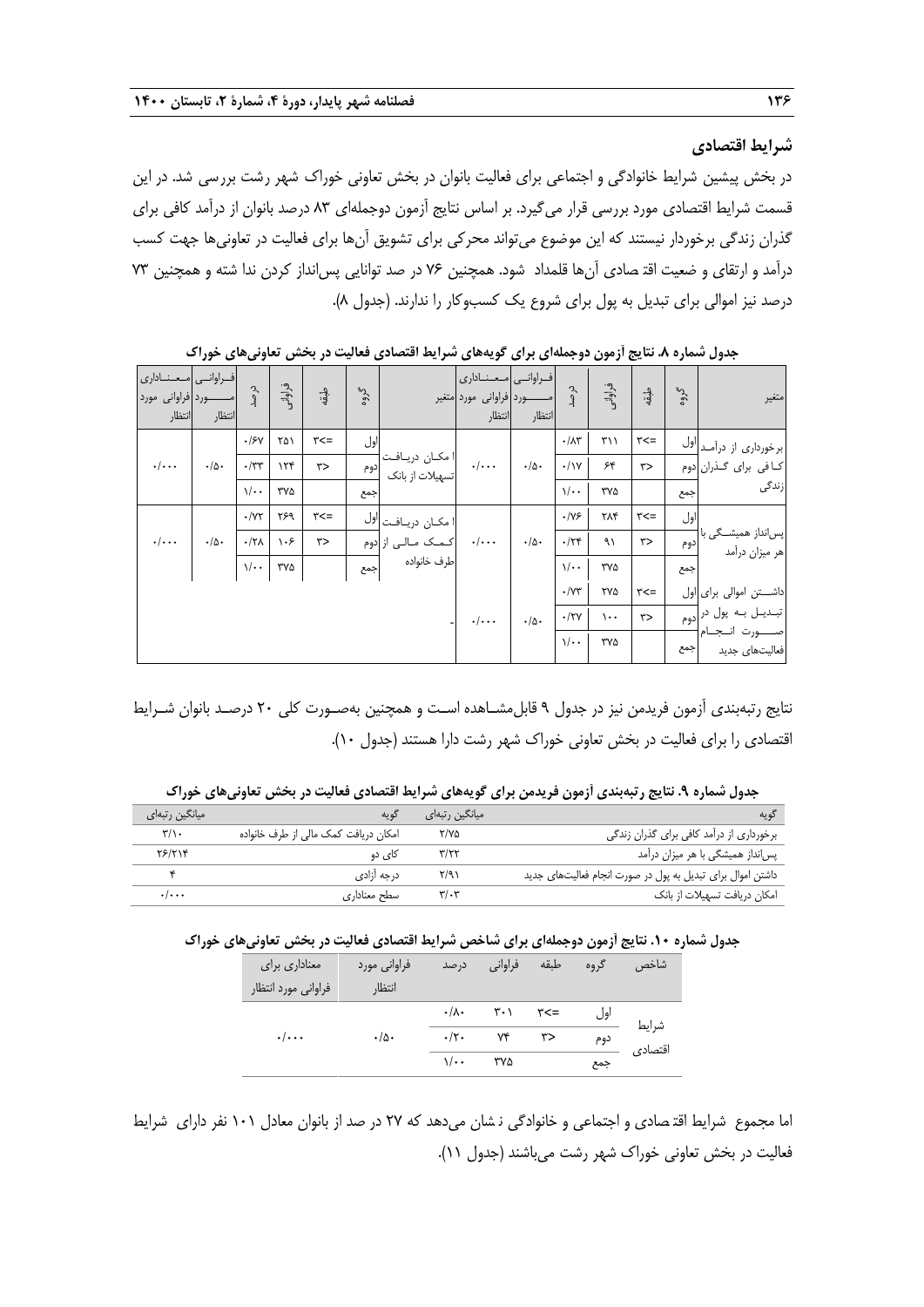### شرایط اقتصادی

در بخش پیشین شرایط خانوادگی و اجتماعی برای فعالیت بانوان در بخش تعاونی خوراک شهر رشت بررسی شد. در این قسمت شرایط اقتصادی مورد بررسی قرار می‌گیرد. بر اساس نتایج آزمون دوجمله‌ای ۸۳ درصد بانوان از درآمد کافی برای گذران زندگی برخوردار نیستند که این موضوع می‌تواند محرکی برای تشویق آن‌ها برای فعالیت در تعاونی‌ها جهت کسب درآمد و ارتقای وضعیت اقتصادی آن‌ها قلمداد شود. همچنین ۷۶ درصد توانایی پس‌انداز کردن نداشته و همچنین ۷۳ درصد نیز اموالی برای تبدیل به پول برای شروع یک کسب‌وکار را ندارند. (جدول ۸).

**جدول شماره ۸. نتایج آزمون دوجمله‌ای برای گویه‌های شرایط اقتصادی فعالیت در بخش تعاونی‌های خوراک**

| متغیر | گروه | طبقه | فراوانی | درصد | فراوانی مورد انتظار | معناداری فراوانی مورد انتظار | متغیر | گروه | طبقه | فراوانی | درصد | فراوانی مورد انتظار | معناداری فراوانی مورد انتظار |
|---|---|---|---|---|---|---|---|---|---|---|---|---|---|
| برخورداری از درآمد کافی برای گذران زندگی | اول | =<۳ | ۳۱۱ | ۰/۸۳ | ۰/۵۰ | ۰/۰۰۰ | امکان دریافت تسهیلات از بانک | اول | =<۳ | ۲۵۱ | ۰/۶۷ | ۰/۵۰ | ۰/۰۰۰ |
| | دوم | >۳ | ۶۴ | ۰/۱۷ | | | | دوم | >۳ | ۱۲۴ | ۰/۳۳ | | |
| | جمع | | ۳۷۵ | ۱/۰۰ | | | | جمع | | ۳۷۵ | ۱/۰۰ | | |
| پس‌انداز همیشگی با هر میزان درآمد | اول | =<۳ | ۲۸۴ | ۰/۷۶ | ۰/۵۰ | ۰/۰۰۰ | امکان دریافت کمک مالی از طرف خانواده | اول | =<۳ | ۲۶۹ | ۰/۷۲ | ۰/۵۰ | ۰/۰۰۰ |
| | دوم | >۳ | ۹۱ | ۰/۲۴ | | | | دوم | >۳ | ۱۰۶ | ۰/۲۸ | | |
| | جمع | | ۳۷۵ | ۱/۰۰ | | | | جمع | | ۳۷۵ | ۱/۰۰ | | |
| داشتن اموالی برای تبدیل به پول در صورت انجام فعالیت‌های جدید | اول | =<۳ | ۲۷۵ | ۰/۷۳ | ۰/۵۰ | ۰/۰۰۰ | - | | | | | | |
| | دوم | >۳ | ۱۰۰ | ۰/۲۷ | | | | | | | | | |
| | جمع | | ۳۷۵ | ۱/۰۰ | | | | | | | | | |

نتایج رتبه‌بندی آزمون فریدمن نیز در جدول ۹ قابل‌مشاهده است و همچنین به‌صورت کلی ۲۰ درصد بانوان شرایط اقتصادی را برای فعالیت در بخش تعاونی خوراک شهر رشت دارا هستند (جدول ۱۰).

**جدول شماره ۹. نتایج رتبه‌بندی آزمون فریدمن برای گویه‌های شرایط اقتصادی فعالیت در بخش تعاونی‌های خوراک**

| گویه | میانگین رتبه‌ای | گویه | میانگین رتبه‌ای |
|---|---|---|---|
| برخورداری از درآمد کافی برای گذران زندگی | ۲/۷۵ | امکان دریافت کمک مالی از طرف خانواده | ۳/۱۰ |
| پس‌انداز همیشگی با هر میزان درآمد | ۳/۲۲ | کای دو | ۲۶/۲۱۴ |
| داشتن اموال برای تبدیل به پول در صورت انجام فعالیت‌های جدید | ۲/۹۱ | درجه آزادی | ۴ |
| امکان دریافت تسهیلات از بانک | ۳/۰۳ | سطح معناداری | ۰/۰۰۰ |

**جدول شماره ۱۰. نتایج آزمون دوجمله‌ای برای شاخص شرایط اقتصادی فعالیت در بخش تعاونی‌های خوراک**

| شاخص | گروه | طبقه | فراوانی | درصد | فراوانی مورد انتظار | معناداری برای فراوانی مورد انتظار |
|---|---|---|---|---|---|---|
| شرایط اقتصادی | اول | =<۳ | ۳۰۱ | ۰/۸۰ | ۰/۵۰ | ۰/۰۰۰ |
| | دوم | >۳ | ۷۴ | ۰/۲۰ | | |
| | جمع | | ۳۷۵ | ۱/۰۰ | | |

اما مجموع شرایط اقتصادی و اجتماعی و خانوادگی نشان می‌دهد که ۲۷ درصد از بانوان معادل ۱۰۱ نفر دارای شرایط فعالیت در بخش تعاونی خوراک شهر رشت می‌باشند (جدول ۱۱).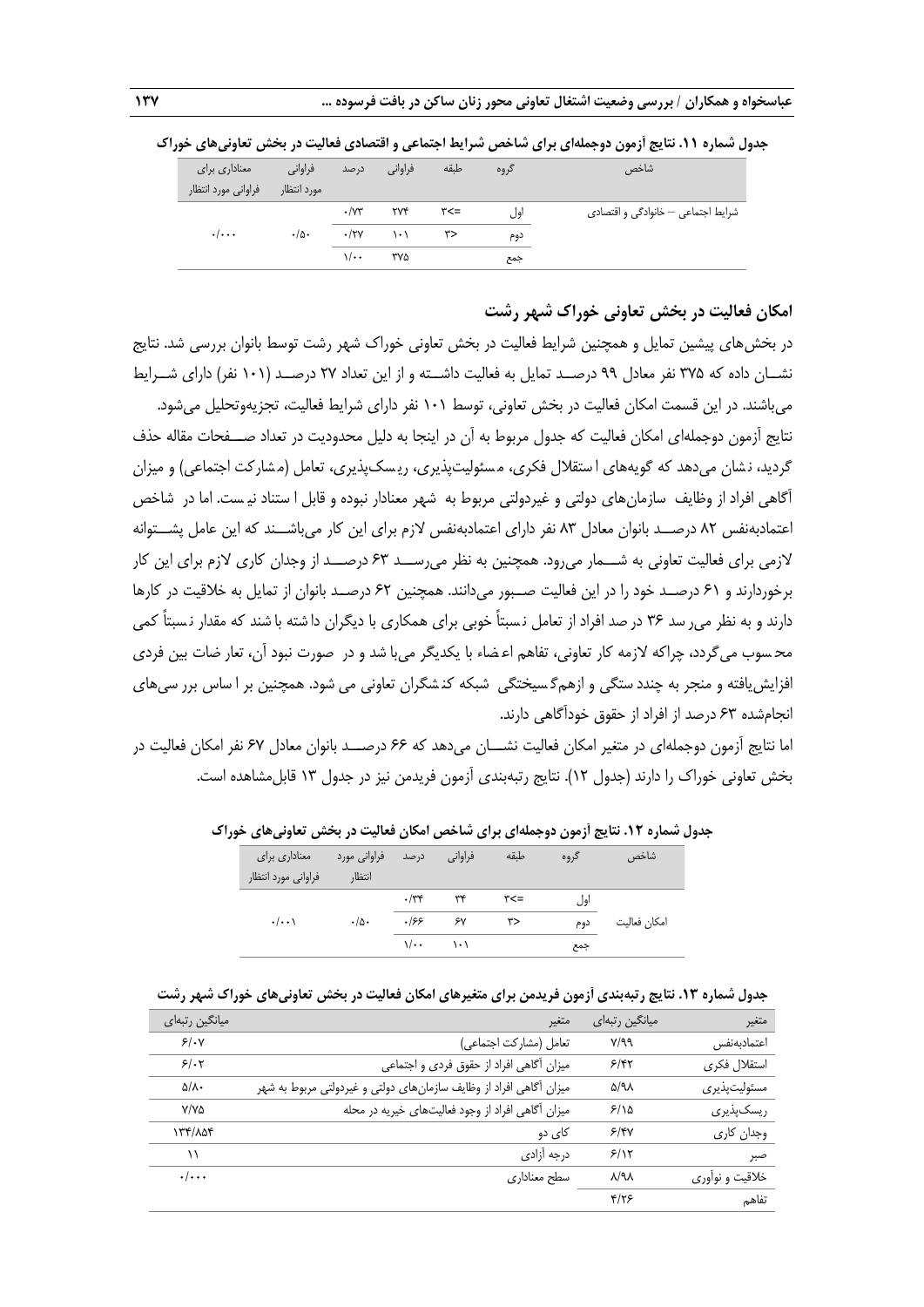جدول شماره ۱۱. نتایج آزمون دوجمله‌ای برای شاخص شرایط اجتماعی و اقتصادی فعالیت در بخش تعاونی‌های خوراک

| شاخص | گروه | طبقه | فراوانی | درصد | فراوانی مورد انتظار | معناداری برای فراوانی مورد انتظار |
|---|---|---|---|---|---|---|
| شرایط اجتماعی – خانوادگی و اقتصادی | اول | =>۳ | ۲۷۴ | ۰/۷۳ | ۰/۵۰ | ۰/۰۰۰ |
| | دوم | >۳ | ۱۰۱ | ۰/۲۷ | | |
| | جمع | | ۳۷۵ | ۱/۰۰ | | |

## امکان فعالیت در بخش تعاونی خوراک شهر رشت

در بخش‌های پیشین تمایل و همچنین شرایط فعالیت در بخش تعاونی خوراک شهر رشت توسط بانوان بررسی شد. نتایج نشـــان داده که ۳۷۵ نفر معادل ۹۹ درصـــد تمایل به فعالیت داشـــته و از این تعداد ۲۷ درصـــد (۱۰۱ نفر) دارای شـــرایط می‌باشند. در این قسمت امکان فعالیت در بخش تعاونی، توسط ۱۰۱ نفر دارای شرایط فعالیت، تجزیه‌وتحلیل می‌شود.

نتایج آزمون دوجمله‌ای امکان فعالیت که جدول مربوط به آن در اینجا به دلیل محدودیت در تعداد صـــفحات مقاله حذف گردید، نشان می‌دهد که گویه‌های استقلال فکری، مسئولیت‌پذیری، ریسک‌پذیری، تعامل (مشارکت اجتماعی) و میزان آگاهی افراد از وظایف سازمان‌های دولتی و غیردولتی مربوط به شهر معنادار نبوده و قابل استناد نیست. اما در شاخص اعتمادبه‌نفس ۸۲ درصـــد بانوان معادل ۸۳ نفر دارای اعتمادبه‌نفس لازم برای این کار می‌باشـــند که این عامل پشـــتوانه لازمی برای فعالیت تعاونی به شـــمار می‌رود. همچنین به نظر می‌رســـد ۶۳ درصـــد از وجدان کاری لازم برای این کار برخوردارند و ۶۱ درصـــد خود را در این فعالیت صـــبور می‌دانند. همچنین ۶۲ درصـــد بانوان از تمایل به خلاقیت در کارها دارند و به نظر می‌رسد ۳۶ درصد افراد از تعامل نسبتاً خوبی برای همکاری با دیگران داشته باشند که مقدار نسبتاً کمی محسوب می‌گردد، چراکه لازمه کار تعاونی، تفاهم اعضاء با یکدیگر می‌باشد و در صورت نبود آن، تعارضات بین فردی افزایش‌یافته و منجر به چنددستگی و ازهم‌گسیختگی شبکه کنشگران تعاونی می شود. همچنین بر اساس بررسی‌های انجام‌شده ۶۳ درصد از افراد از حقوق خودآگاهی دارند.

اما نتایج آزمون دوجمله‌ای در متغیر امکان فعالیت نشـــان می‌دهد که ۶۶ درصـــد بانوان معادل ۶۷ نفر امکان فعالیت در بخش تعاونی خوراک را دارند (جدول ۱۲). نتایج رتبه‌بندی آزمون فریدمن نیز در جدول ۱۳ قابل‌مشاهده است.

جدول شماره ۱۲. نتایج آزمون دوجمله‌ای برای شاخص امکان فعالیت در بخش تعاونی‌های خوراک

| شاخص | گروه | طبقه | فراوانی | درصد | فراوانی مورد انتظار | معناداری برای فراوانی مورد انتظار |
|---|---|---|---|---|---|---|
| امکان فعالیت | اول | =>۳ | ۳۴ | ۰/۳۴ | ۰/۵۰ | ۰/۰۰۱ |
| | دوم | >۳ | ۶۷ | ۰/۶۶ | | |
| | جمع | | ۱۰۱ | ۱/۰۰ | | |

جدول شماره ۱۳. نتایج رتبه‌بندی آزمون فریدمن برای متغیرهای امکان فعالیت در بخش تعاونی‌های خوراک شهر رشت

| متغیر | میانگین رتبه‌ای | متغیر | میانگین رتبه‌ای |
|---|---|---|---|
| اعتمادبه‌نفس | ۷/۹۹ | تعامل (مشارکت اجتماعی) | ۶/۰۷ |
| استقلال فکری | ۶/۴۲ | میزان آگاهی افراد از حقوق فردی و اجتماعی | ۶/۰۲ |
| مسئولیت‌پذیری | ۵/۹۸ | میزان آگاهی افراد از وظایف سازمان‌های دولتی و غیردولتی مربوط به شهر | ۵/۸۰ |
| ریسک‌پذیری | ۶/۱۵ | میزان آگاهی افراد از وجود فعالیت‌های خیریه در محله | ۷/۷۵ |
| وجدان کاری | ۶/۴۷ | کای دو | ۱۳۴/۸۵۴ |
| صبر | ۶/۱۲ | درجه آزادی | ۱۱ |
| خلاقیت و نوآوری | ۸/۹۸ | سطح معناداری | ۰/۰۰۰ |
| تفاهم | ۴/۲۶ | | |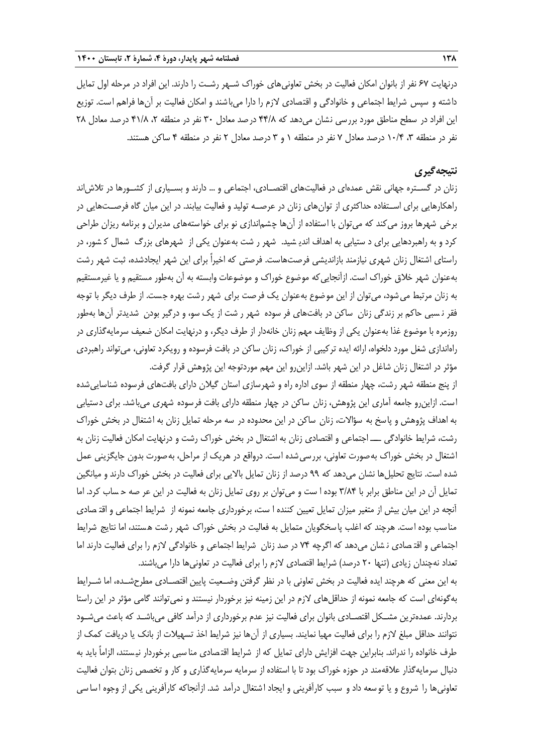درنهایت ۶۷ نفر از بانوان امکان فعالیت در بخش تعاونی‌های خوراک شـهر رشـت را دارند. این افراد در مرحله اول تمایل داشته و سپس شرایط اجتماعی و خانوادگی و اقتصادی لازم را دارا می‌باشند و امکان فعالیت بر آن‌ها فراهم است. توزیع این افراد در سطح مناطق مورد بررسی نشان می‌دهد که ۴۴/۸ درصد معادل ۳۰ نفر در منطقه ۲، ۴۱/۸ درصد معادل ۲۸ نفر در منطقه ۳، ۱۰/۴ درصد معادل ۷ نفر در منطقه ۱ و ۳ درصد معادل ۲ نفر در منطقه ۴ ساکن هستند.

## نتیجه‌گیری

زنان در گسـتره جهانی نقش عمده‌ای در فعالیت‌های اقتصـادی، اجتماعی و ... دارند و بسـیاری از کشـورها در تلاش‌اند راهکارهایی برای اسـتفاده حداکثری از توان‌های زنان در عرصـه تولید و فعالیت بیابند. در این میان گاه فرصـت‌هایی در برخی شهرها بروز می‌کند که می‌توان با استفاده از آن‌ها چشم‌اندازی نو برای خواسته‌های مدیران و برنامه ریزان طراحی کرد و به راهبردهایی برای دستیابی به اهداف اندیشید. شهر رشت به‌عنوان یکی از شهرهای بزرگ شمال کشور، در راستای اشتغال زنان شهری نیازمند بازاندیشی فرصت‌هاست. فرصتی که اخیراً برای این شهر ایجادشده، ثبت شهر رشت به‌عنوان شهر خلاق خوراک است. ازآنجایی‌که موضوع خوراک و موضوعات وابسته به آن به‌طور مستقیم و یا غیرمستقیم به زنان مرتبط می‌شود، می‌توان از این موضوع به‌عنوان یک فرصت برای شهر رشت بهره جست. از طرف دیگر با توجه فقر نسبی حاکم بر زندگی زنان ساکن در بافت‌های فرسوده شهر رشت از یک سو، و درگیر بودن شدیدتر آن‌ها به‌طور روزمره با موضوع غذا به‌عنوان یکی از وظایف مهم زنان خانه‌دار از طرف دیگر، و درنهایت امکان ضعیف سرمایه‌گذاری در راه‌اندازی شغل مورد دلخواه، ارائه ایده ترکیبی از خوراک، زنان ساکن در بافت فرسوده و رویکرد تعاونی، می‌تواند راهبردی مؤثر در اشتغال زنان شاغل در این شهر باشد. ازاین‌رو این مهم موردتوجه این پژوهش قرار گرفت.

از پنج منطقه شهر رشت، چهار منطقه از سوی اداره راه و شهرسازی استان گیلان دارای بافت‌های فرسوده شناسایی‌شده است. ازاین‌رو جامعه آماری این پژوهش، زنان ساکن در چهار منطقه دارای بافت فرسوده شهری می‌باشد. برای دستیابی به اهداف پژوهش و پاسخ به سؤالات، زنان ساکن در این محدوده در سه مرحله تمایل زنان به اشتغال در بخش خوراک رشت، شرایط خانوادگی ـــ اجتماعی و اقتصادی زنان به اشتغال در بخش خوراک رشت و درنهایت امکان فعالیت زنان به اشتغال در بخش خوراک به‌صورت تعاونی، بررسی‌شده است. درواقع در هریک از مراحل، به‌صورت بدون جایگزینی عمل شده است. نتایج تحلیل‌ها نشان می‌دهد که ۹۹ درصد از زنان تمایل بالایی برای فعالیت در بخش خوراک دارند و میانگین تمایل آن در این مناطق برابر با ۳/۸۴ بوده است و می‌توان بر روی تمایل زنان به فعالیت در این عرصه حساب کرد. اما آنچه در این میان بیش از متغیر میزان تمایل تعیین کننده است، برخورداری جامعه نمونه از شرایط اجتماعی و اقتصادی مناسب بوده است. هرچند که اغلب پاسخگویان متمایل به فعالیت در بخش خوراک شهر رشت هستند، اما نتایج شرایط اجتماعی و اقتصادی نشان می‌دهد که اگرچه ۷۴ درصد زنان شرایط اجتماعی و خانوادگی لازم را برای فعالیت دارند اما تعداد نه‌چندان زیادی (تنها ۲۰ درصد) شرایط اقتصادی لازم را برای فعالیت در تعاونی‌ها دارا می‌باشند.

به این معنی که هرچند ایده فعالیت در بخش تعاونی با در نظر گرفتن وضـعیت پایین اقتصـادی مطرح‌شـده، اما شـرایط به‌گونه‌ای است که جامعه نمونه از حداقل‌های لازم در این زمینه نیز برخوردار نیستند و نمی‌توانند گامی مؤثر در این راستا بردارند. عمده‌ترین مشـکل اقتصـادی بانوان برای فعالیت نیز عدم برخورداری از درآمد کافی می‌باشـد که باعث می‌شـود نتوانند حداقل مبلغ لازم را برای فعالیت مهیا نمایند. بسیاری از آن‌ها نیز شرایط اخذ تسهیلات از بانک یا دریافت کمک از طرف خانواده را ندارند. بنابراین جهت افزایش دارای تمایل که از شرایط اقتصادی مناسبی برخوردار نیستند، الزاماً باید به دنبال سرمایه‌گذار علاقه‌مند در حوزه خوراک بود تا با استفاده از سرمایه سرمایه‌گذاری و کار و تخصص زنان بتوان فعالیت تعاونی‌ها را شروع و یا توسعه داد و سبب کارآفرینی و ایجاد اشتغال درآمد شد. ازآنجاکه کارآفرینی یکی از وجوه اساسی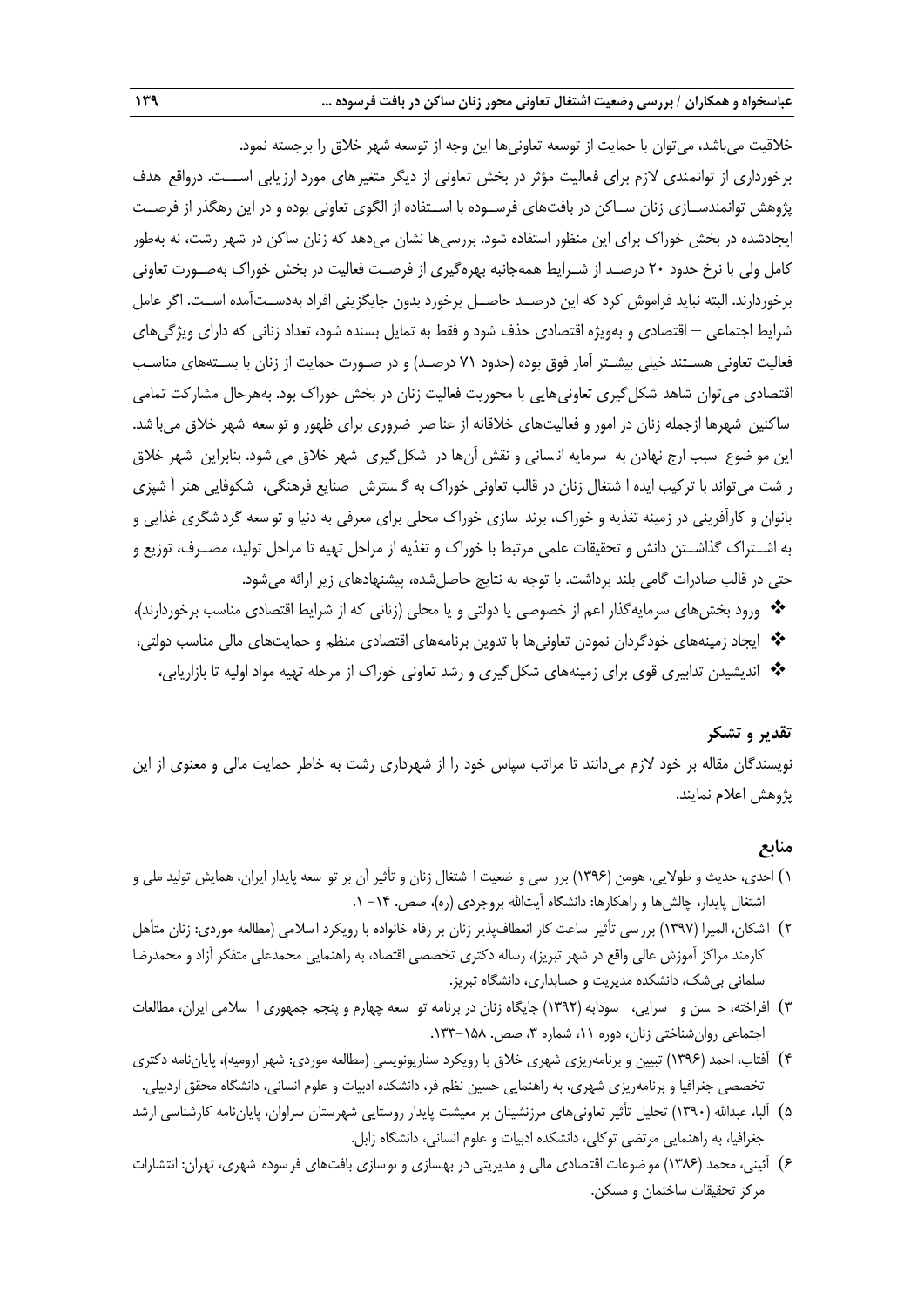خلاقیت می‌باشد، می‌توان با حمایت از توسعه تعاونی‌ها این وجه از توسعه شهر خلاق را برجسته نمود.

برخورداری از توانمندی لازم برای فعالیت مؤثر در بخش تعاونی از دیگر متغیرهای مورد ارزیابی است. درواقع هدف پژوهش توانمندسازی زنان ساکن در بافت‌های فرسوده با استفاده از الگوی تعاونی بوده و در این رهگذر از فرصت ایجادشده در بخش خوراک برای این منظور استفاده شود. بررسی‌ها نشان می‌دهد که زنان ساکن در شهر رشت، نه به‌طور کامل ولی با نرخ حدود ۲۰ درصد از شرایط همه‌جانبه بهره‌گیری از فرصت فعالیت در بخش خوراک به‌صورت تعاونی برخوردارند. البته نباید فراموش کرد که این درصد حاصل برخورد بدون جایگزینی افراد به‌دست‌آمده است. اگر عامل شرایط اجتماعی – اقتصادی و بویژه اقتصادی حذف شود و فقط به تمایل بسنده شود، تعداد زنانی که دارای ویژگی‌های فعالیت تعاونی هستند خیلی بیشتر آمار فوق بوده (حدود ۷۱ درصد) و در صورت حمایت از زنان با بسته‌های مناسب اقتصادی می‌توان شاهد شکل‌گیری تعاونی‌هایی با محوریت فعالیت زنان در بخش خوراک بود. به‌هرحال مشارکت تمامی ساکنین شهرها ازجمله زنان در امور و فعالیت‌های خلاقانه از عناصر ضروری برای ظهور و توسعه شهر خلاق می‌باشد. این موضوع سبب ارج نهادن به سرمایه انسانی و نقش آن‌ها در شکل‌گیری شهر خلاق می شود. بنابراین شهر خلاق رشت می‌تواند با ترکیب ایده اشتغال زنان در قالب تعاونی خوراک به گسترش صنایع فرهنگی، شکوفایی هنر آشپزی بانوان و کارآفرینی در زمینه تغذیه و خوراک، برند سازی خوراک محلی برای معرفی به دنیا و توسعه گردشگری غذایی و به اشتراک گذاشتن دانش و تحقیقات علمی مرتبط با خوراک و تغذیه از مراحل تهیه تا مراحل تولید، مصرف، توزیع و حتی در قالب صادرات گامی بلند برداشت. با توجه به نتایج حاصل‌شده، پیشنهادهای زیر ارائه می‌شود.

- ورود بخش‌های سرمایه‌گذار اعم از خصوصی یا دولتی و یا محلی (زنانی که از شرایط اقتصادی مناسب برخوردارند)،
- ایجاد زمینه‌های خودگردان نمودن تعاونی‌ها با تدوین برنامه‌های اقتصادی منظم و حمایت‌های مالی مناسب دولتی،
- اندیشیدن تدابیری قوی برای زمینه‌های شکل‌گیری و رشد تعاونی خوراک از مرحله تهیه مواد اولیه تا بازاریابی،

## تقدیر و تشکر

نویسندگان مقاله بر خود لازم می‌دانند تا مراتب سپاس خود را از شهرداری رشت به خاطر حمایت مالی و معنوی از این پژوهش اعلام نمایند.

## منابع

۱) احدی، حدیث و طولایی، هومن (۱۳۹۶) بررسی وضعیت اشتغال زنان و تأثیر آن بر توسعه پایدار ایران، همایش تولید ملی و اشتغال پایدار، چالش‌ها و راهکارها: دانشگاه آیت‌الله بروجردی (ره)، صص. ۱۴- ۱.

۲) اشکان، المیرا (۱۳۹۷) بررسی تأثیر انعطاف‌پذیر زنان ساعت کار بر رفاه خانواده با رویکرد اسلامی (مطالعه موردی: زنان متأهل کارمند مراکز آموزش عالی واقع در شهر تبریز)، رساله دکتری تخصصی اقتصاد، به راهنمایی محمدعلی متفکر آزاد و محمدرضا سلمانی بی‌شک، دانشکده مدیریت و حسابداری، دانشگاه تبریز.

۳) افراخته، حسن و سرایی، سودابه (۱۳۹۲) جایگاه زنان در برنامه توسعه چهارم و پنجم جمهوری اسلامی ایران، مطالعات اجتماعی روان‌شناختی زنان، دوره ۱۱، شماره ۳، صص. ۱۵۸-۱۳۳.

۴) آفتاب، احمد (۱۳۹۶) تبیین و برنامه‌ریزی شهری خلاق با رویکرد سناریونویسی (مطالعه موردی: شهر ارومیه)، پایان‌نامه دکتری تخصصی جغرافیا و برنامه‌ریزی شهری، به راهنمایی حسین نظم فر، دانشکده ادبیات و علوم انسانی، دانشگاه محقق اردبیلی.

۵) آلبا، عبدالله (۱۳۹۰) تحلیل تأثیر تعاونی‌های مرزنشینان بر معیشت پایدار روستایی شهرستان سراوان، پایان‌نامه کارشناسی ارشد جغرافیا، به راهنمایی مرتضی توکلی، دانشکده ادبیات و علوم انسانی، دانشگاه زابل.

۶) آئینی، محمد (۱۳۸۶) موضوعات اقتصادی مالی و مدیریتی در بهسازی و نوسازی بافت‌های فرسوده شهری، تهران: انتشارات مرکز تحقیقات ساختمان و مسکن.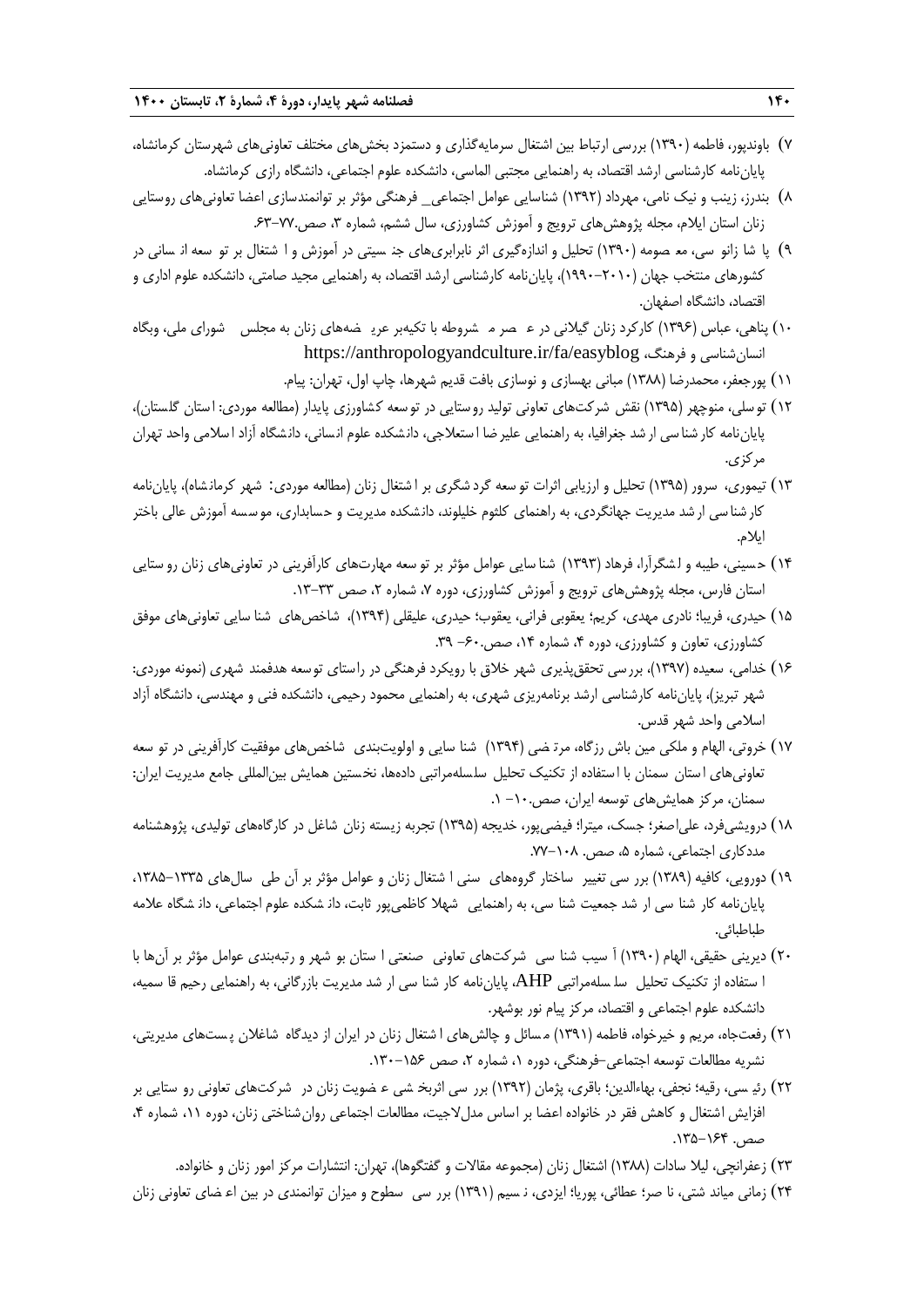۷) باوندپور، فاطمه (۱۳۹۰) بررسی ارتباط بین اشتغال سرمایه‌گذاری و دستمزد بخش‌های مختلف تعاونی‌های شهرستان کرمانشاه، پایان‌نامه کارشناسی ارشد اقتصاد، به راهنمایی مجتبی الماسی، دانشکده علوم اجتماعی، دانشگاه رازی کرمانشاه.

۸) بندرز، زینب و نیک نامی، مهرداد (۱۳۹۲) شناسایی عوامل اجتماعی_ فرهنگی مؤثر بر توانمندسازی اعضا تعاونی‌های روستایی زنان استان ایلام، مجله پژوهش‌های ترویج و آموزش کشاورزی، سال ششم، شماره ۳، صص.۷۷-۶۳.

۹) پا شا زانو سی، مع صومه (۱۳۹۰) تحلیل و اندازه‌گیری اثر نابرابری‌های جن سیتی در آموزش و ا شتغال بر تو سعه اق سانی در کشورهای منتخب جهان (۲۰۱۰-۱۹۹۰)، پایان‌نامه کارشناسی ارشد اقتصاد، به راهنمایی مجید صامتی، دانشکده علوم اداری و اقتصاد، دانشگاه اصفهان.

۱۰) پناهی، عباس (۱۳۹۶) کارکرد زنان گیلانی در ع صر م شروطه با تکیه‌بر عری ضه‌های زنان به مجلس شورای ملی، وبگاه انسان‌شناسی و فرهنگ، https://anthropologyandculture.ir/fa/easyblog

۱۱) پورجعفر، محمدرضا (۱۳۸۸) مبانی بهسازی و نوسازی بافت قدیم شهرها، چاپ اول، تهران: پیام.

۱۲) تو سلی، منوچهر (۱۳۹۵) نقش شرکت‌های تعاونی تولید روستایی در توسعه کشاورزی پایدار (مطالعه موردی: استان گلستان)، پایان‌نامه کار شنا سی ار شد جغرافیا، به راهنمایی علیر ضا ا ستعلاجی، دانشکده علوم انسانی، دانشگاه آزاد ا سلامی واحد تهران مرکزی.

۱۳) تیموری، سرور (۱۳۹۵) تحلیل و ارزیابی اثرات تو سعه گرد شگری بر ا شتغال زنان (مطالعه موردی: شهر کرمانشاه)، پایان‌نامه کار شنا سی ار شد مدیریت جهانگردی، به راهنمای کلثوم خلیلوند، دانشکده مدیریت و حسابداری، موسسه آموزش عالی باختر ایلام.

۱۴) حسینی، طیبه و لشگرآرا، فرهاد (۱۳۹۳) شنا سایی عوامل مؤثر بر تو سعه مهارت‌های کارآفرینی در تعاونی‌های زنان رو ستایی استان فارس، مجله پژوهش‌های ترویج و آموزش کشاورزی، دوره ۷، شماره ۲، صص ۳۳-۱۳.

۱۵) حیدری، فریبا؛ نادری مهدی، کریم؛ یعقوبی فرانی، یعقوب؛ حیدری، علیقلی (۱۳۹۴)، شاخص‌های شنا سایی تعاونی‌های موفق کشاورزی، تعاون و کشاورزی، دوره ۴، شماره ۱۴، صص.۶۰- ۳۹.

۱۶) خدامی، سعیده (۱۳۹۷)، بررسی تحقق‌پذیری شهر خلاق با رویکرد فرهنگی در راستای توسعه هدفمند شهری (نمونه موردی: شهر تبریز)، پایان‌نامه کارشناسی ارشد برنامه‌ریزی شهری، به راهنمایی محمود رحیمی، دانشکده فنی و مهندسی، دانشگاه آزاد اسلامی واحد شهر قدس.

۱۷) خروتی، الهام و ملکی مین باش رزگاه، مرت ضی (۱۳۹۴) شنا سایی و اولویت‌بندی شاخص‌های موفقیت کارآفرینی در تو سعه تعاونی‌های ا ستان سمنان با ا ستفاده از تکنیک تحلیل سلسله‌مراتبی داده‌ها، نخستین همایش بین‌المللی جامع مدیریت ایران: سمنان، مرکز همایش‌های توسعه ایران، صص.۱۰- ۱.

۱۸) درویشی‌فرد، علی‌اصغر؛ جسک، میترا؛ فیضی‌پور، خدیجه (۱۳۹۵) تجربه زیسته زنان شاغل در کارگاه‌های تولیدی، پژوهشنامه مددکاری اجتماعی، شماره ۵، صص. ۱۰۸-۷۷.

۱۹) دورویی، کافیه (۱۳۸۹) برر سی تغییر ساختار گروه‌های سنی ا شتغال زنان و عوامل مؤثر بر آن طی سال‌های ۱۳۳۵-۱۳۸۵، پایان‌نامه کار شنا سی ار شد جمعیت شنا سی، به راهنمایی شهلا کاظمی‌پور ثابت، دان شکده علوم اجتماعی، دان شگاه علامه طباطبائی.

۲۰) دیرینی حقیقی، الهام (۱۳۹۰) آ سیب شنا سی شرکت‌های تعاونی صنعتی ا ستان بو شهر و رتبه‌بندی عوامل مؤثر بر آن‌ها با ا ستفاده از تکنیک تحلیل سل سله‌مراتبی AHP، پایان‌نامه کار شنا سی ار شد مدیریت بازرگانی، به راهنمایی رحیم قا سمیه، دانشکده علوم اجتماعی و اقتصاد، مرکز پیام نور بوشهر.

۲۱) رفعت‌جاه، مریم و خیرخواه، فاطمه (۱۳۹۱) م سائل و چالش‌های ا شتغال زنان در ایران از دیدگاه شاغلان پ ست‌های مدیریتی، نشریه مطالعات توسعه اجتماعی-فرهنگی، دوره ۱، شماره ۲، صص ۱۵۶-۱۳۰.

۲۲) رئی سی، رقیه؛ نجفی، بهاءالدین؛ باقری، پژمان (۱۳۹۲) برر سی اثربخ شی ع ضویت زنان در شرکت‌های تعاونی رو ستایی بر افزایش اشتغال و کاهش فقر در خانواده اعضا بر اساس مدل‌لاجیت، مطالعات اجتماعی روان‌شناختی زنان، دوره ۱۱، شماره ۴، صص. ۱۶۴-۱۳۵.

۲۳) زعفرانچی، لیلا سادات (۱۳۸۸) اشتغال زنان (مجموعه مقالات و گفتگوها)، تهران: انتشارات مرکز امور زنان و خانواده.

۲۴) زمانی میاند شتی، نا صر؛ عطائی، پوریا؛ ایزدی، ن سیم (۱۳۹۱) برر سی سطوح و میزان توانمندی در بین اع ضای تعاونی زنان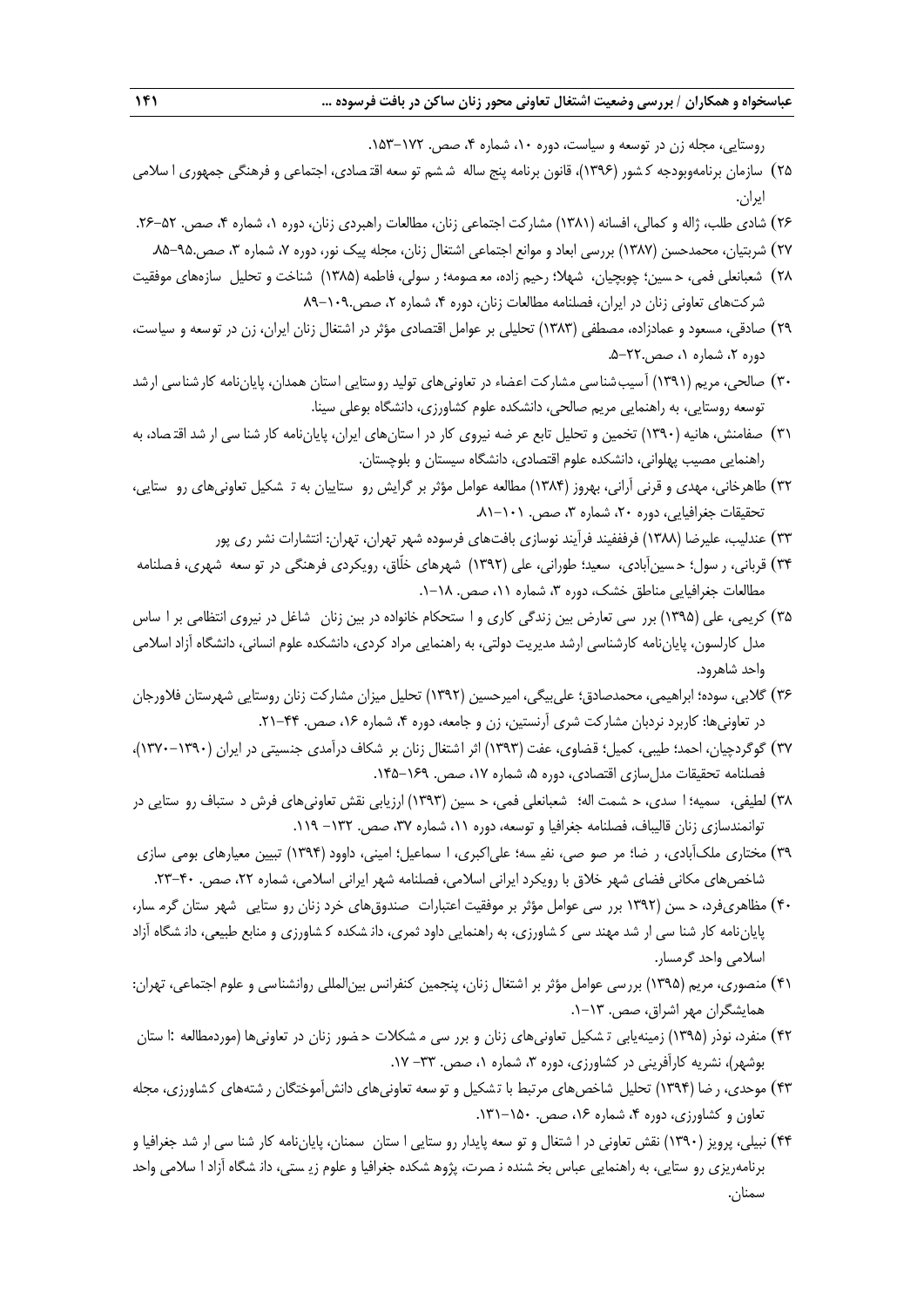روستایی، مجله زن در توسعه و سیاست، دوره ۱۰، شماره ۴، صص. ۱۷۲-۱۵۳.

۲۵) سازمان برنامه‌وبودجه کشور (۱۳۹۶)، قانون برنامه پنج ساله ششم توسعه اقتصادی، اجتماعی و فرهنگی جمهوری اسلامی ایران.

۲۶) شادی طلب، ژاله و کمالی، افسانه (۱۳۸۱) مشارکت اجتماعی زنان، مطالعات راهبردی زنان، دوره ۱، شماره ۴، صص. ۵۲-۲۶.

۲۷) شربتیان، محمدحسن (۱۳۸۷) بررسی ابعاد و موانع اجتماعی اشتغال زنان، مجله پیک نور، دوره ۷، شماره ۳، صص.۹۵-۸۵.

۲۸) شعبانعلی فمی، حسین؛ چوبچیان، شهلا؛ رحیم زاده، معصومه؛ رسولی، فاطمه (۱۳۸۵) شناخت و تحلیل سازه‌های موفقیت شرکت‌های تعاونی زنان در ایران، فصلنامه مطالعات زنان، دوره ۴، شماره ۲، صص.۱۰۹-۸۹

۲۹) صادقی، مسعود و عمادزاده، مصطفی (۱۳۸۳) تحلیلی بر عوامل اقتصادی مؤثر در اشتغال زنان ایران، زن در توسعه و سیاست، دوره ۲، شماره ۱، صص.۲۲-۵.

۳۰) صالحی، مریم (۱۳۹۱) آسیب‌شناسی مشارکت اعضاء در تعاونی‌های تولید روستایی استان همدان، پایان‌نامه کارشناسی ارشد توسعه روستایی، به راهنمایی مریم صالحی، دانشکده علوم کشاورزی، دانشگاه بوعلی سینا.

۳۱) صفامنش، هانیه (۱۳۹۰) تخمین و تحلیل تابع عرضه نیروی کار در استان‌های ایران، پایان‌نامه کارشناسی ارشد اقتصاد، به راهنمایی مصیب پهلوانی، دانشکده علوم اقتصادی، دانشگاه سیستان و بلوچستان.

۳۲) طاهرخانی، مهدی و قرنی آرانی، بهروز (۱۳۸۴) مطالعه عوامل مؤثر بر گرایش روستاییان به تشکیل تعاونی‌های روستایی، تحقیقات جغرافیایی، دوره ۲۰، شماره ۳، صص. ۱۰۱-۸۱.

۳۳) عندلیب، علیرضا (۱۳۸۸) فرففیند فرآیند نوسازی بافت‌های فرسوده شهر تهران، تهران: انتشارات نشر ری پور

۳۴) قربانی، رسول؛ حسین‌آبادی، سعید؛ طورانی، علی (۱۳۹۲) شهرهای خلّاق، رویکردی فرهنگی در توسعه شهری، فصلنامه مطالعات جغرافیایی مناطق خشک، دوره ۳، شماره ۱۱، صص. ۱۸-۱.

۳۵) کریمی، علی (۱۳۹۵) بررسی تعارض بین زندگی کاری و استحکام خانواده در بین زنان شاغل در نیروی انتظامی بر اساس مدل کارلسون، پایان‌نامه کارشناسی ارشد مدیریت دولتی، به راهنمایی مراد کردی، دانشکده علوم انسانی، دانشگاه آزاد اسلامی واحد شاهرود.

۳۶) گلابی، سوده؛ ابراهیمی، محمدصادق؛ علی‌بیگی، امیرحسین (۱۳۹۲) تحلیل میزان مشارکت زنان روستایی شهرستان فلاورجان در تعاونی‌ها: کاربرد نردبان مشارکت شری آرنستین، زن و جامعه، دوره ۴، شماره ۱۶، صص. ۴۴-۲۱.

۳۷) گوگردچیان، احمد؛ طیبی، کمیل؛ قضاوی، عفت (۱۳۹۳) اثر اشتغال زنان بر شکاف درآمدی جنسیتی در ایران (۱۳۹۰-۱۳۷۰)، فصلنامه تحقیقات مدل‌سازی اقتصادی، دوره ۵، شماره ۱۷، صص. ۱۶۹-۱۴۵.

۳۸) لطیفی، سمیه؛ اسدی، حشمت اله؛ شعبانعلی فمی، حسین (۱۳۹۳) ارزیابی نقش تعاونی‌های فرش دستباف روستایی در توانمندسازی زنان قالیباف، فصلنامه جغرافیا و توسعه، دوره ۱۱، شماره ۳۷، صص. ۱۳۲- ۱۱۹.

۳۹) مختاری ملک‌آبادی، رضا؛ مرصوصی، نفیسه؛ علی‌اکبری، اسماعیل؛ امینی، داوود (۱۳۹۴) تبیین معیارهای بومی سازی شاخص‌های مکانی فضای شهر خلاق با رویکرد ایرانی اسلامی، فصلنامه شهر ایرانی اسلامی، شماره ۲۲، صص. ۴۰-۲۳.

۴۰) مظاهری‌فرد، حسن (۱۳۹۲ بررسی عوامل مؤثر بر موفقیت اعتبارات صندوق‌های خرد زنان روستایی شهرستان گرمسار، پایان‌نامه کارشناسی ارشد مهندسی کشاورزی، به راهنمایی داود ثمری، دانشکده کشاورزی و منابع طبیعی، دانشگاه آزاد اسلامی واحد گرمسار.

۴۱) منصوری، مریم (۱۳۹۵) بررسی عوامل مؤثر بر اشتغال زنان، پنجمین کنفرانس بین‌المللی روانشناسی و علوم اجتماعی، تهران: همایشگران مهر اشراق، صص. ۱۳-۱.

۴۲) منفرد، نوذر (۱۳۹۵) زمینه‌یابی تشکیل تعاونی‌های زنان و بررسی مشکلات حضور زنان در تعاونی‌ها (موردمطالعه :استان بوشهر)، نشریه کارآفرینی در کشاورزی، دوره ۳، شماره ۱، صص. ۳۳- ۱۷.

۴۳) موحدی، رضا (۱۳۹۴) تحلیل شاخص‌های مرتبط با تشکیل و توسعه تعاونی‌های دانش‌آموختگان رشته‌های کشاورزی، مجله تعاون و کشاورزی، دوره ۴، شماره ۱۶، صص. ۱۵۰-۱۳۱.

۴۴) نبیلی، پرویز (۱۳۹۰) نقش تعاونی در اشتغال و توسعه پایدار روستایی استان سمنان، پایان‌نامه کارشناسی ارشد جغرافیا و برنامه‌ریزی روستایی، به راهنمایی عباس بخشنده نصرت، پژوهشکده جغرافیا و علوم زیستی، دانشگاه آزاد اسلامی واحد سمنان.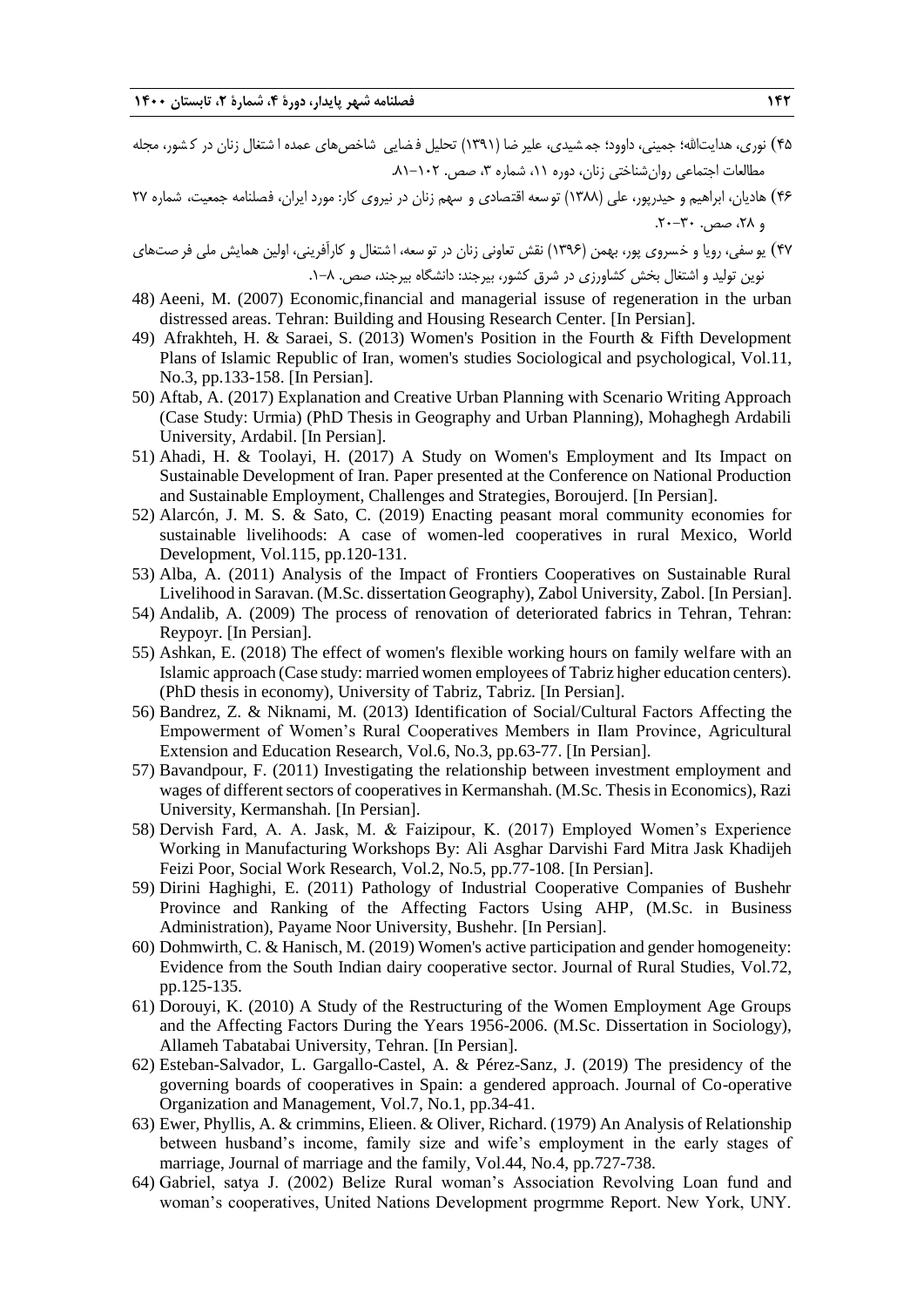۴۵) نوری، هدایت‌الله؛ جمینی، داوود؛ جمشیدی، علیرضا (۱۳۹۱) تحلیل فضایی شاخص‌های عمده اشتغال زنان در کشور، مجله مطالعات اجتماعی روان‌شناختی زنان، دوره ۱۱، شماره ۳، صص. ۱۰۲-۸۱.

۴۶) هادیان، ابراهیم و حیدرپور، علی (۱۳۸۸) توسعه اقتصادی و سهم زنان در نیروی کار: مورد ایران، فصلنامه جمعیت، شماره ۲۷ و ۲۸، صص. ۳۰-۲۰.

۴۷) یوسفی، رویا و خسروی پور، بهمن (۱۳۹۶) نقش تعاونی زنان در توسعه، اشتغال و کارآفرینی، اولین همایش ملی فرصت‌های نوین تولید و اشتغال بخش کشاورزی در شرق کشور، بیرجند: دانشگاه بیرجند، صص. ۸-۱.

48) Aeeni, M. (2007) Economic,financial and managerial issuse of regeneration in the urban distressed areas. Tehran: Building and Housing Research Center. [In Persian].

49) Afrakhteh, H. & Saraei, S. (2013) Women's Position in the Fourth & Fifth Development Plans of Islamic Republic of Iran, women's studies Sociological and psychological, Vol.11, No.3, pp.133-158. [In Persian].

50) Aftab, A. (2017) Explanation and Creative Urban Planning with Scenario Writing Approach (Case Study: Urmia) (PhD Thesis in Geography and Urban Planning), Mohaghegh Ardabili University, Ardabil. [In Persian].

51) Ahadi, H. & Toolayi, H. (2017) A Study on Women's Employment and Its Impact on Sustainable Development of Iran. Paper presented at the Conference on National Production and Sustainable Employment, Challenges and Strategies, Boroujerd. [In Persian].

52) Alarcón, J. M. S. & Sato, C. (2019) Enacting peasant moral community economies for sustainable livelihoods: A case of women-led cooperatives in rural Mexico, World Development, Vol.115, pp.120-131.

53) Alba, A. (2011) Analysis of the Impact of Frontiers Cooperatives on Sustainable Rural Livelihood in Saravan. (M.Sc. dissertation Geography), Zabol University, Zabol. [In Persian].

54) Andalib, A. (2009) The process of renovation of deteriorated fabrics in Tehran, Tehran: Reypoyr. [In Persian].

55) Ashkan, E. (2018) The effect of women's flexible working hours on family welfare with an Islamic approach (Case study: married women employees of Tabriz higher education centers). (PhD thesis in economy), University of Tabriz, Tabriz. [In Persian].

56) Bandrez, Z. & Niknami, M. (2013) Identification of Social/Cultural Factors Affecting the Empowerment of Women's Rural Cooperatives Members in Ilam Province, Agricultural Extension and Education Research, Vol.6, No.3, pp.63-77. [In Persian].

57) Bavandpour, F. (2011) Investigating the relationship between investment employment and wages of different sectors of cooperatives in Kermanshah. (M.Sc. Thesis in Economics), Razi University, Kermanshah. [In Persian].

58) Dervish Fard, A. A. Jask, M. & Faizipour, K. (2017) Employed Women's Experience Working in Manufacturing Workshops By: Ali Asghar Darvishi Fard Mitra Jask Khadijeh Feizi Poor, Social Work Research, Vol.2, No.5, pp.77-108. [In Persian].

59) Dirini Haghighi, E. (2011) Pathology of Industrial Cooperative Companies of Bushehr Province and Ranking of the Affecting Factors Using AHP, (M.Sc. in Business Administration), Payame Noor University, Bushehr. [In Persian].

60) Dohmwirth, C. & Hanisch, M. (2019) Women's active participation and gender homogeneity: Evidence from the South Indian dairy cooperative sector. Journal of Rural Studies, Vol.72, pp.125-135.

61) Dorouyi, K. (2010) A Study of the Restructuring of the Women Employment Age Groups and the Affecting Factors During the Years 1956-2006. (M.Sc. Dissertation in Sociology), Allameh Tabatabai University, Tehran. [In Persian].

62) Esteban-Salvador, L. Gargallo-Castel, A. & Pérez-Sanz, J. (2019) The presidency of the governing boards of cooperatives in Spain: a gendered approach. Journal of Co-operative Organization and Management, Vol.7, No.1, pp.34-41.

63) Ewer, Phyllis, A. & crimmins, Elieen. & Oliver, Richard. (1979) An Analysis of Relationship between husband's income, family size and wife's employment in the early stages of marriage, Journal of marriage and the family, Vol.44, No.4, pp.727-738.

64) Gabriel, satya J. (2002) Belize Rural woman's Association Revolving Loan fund and woman's cooperatives, United Nations Development progrmme Report. New York, UNY.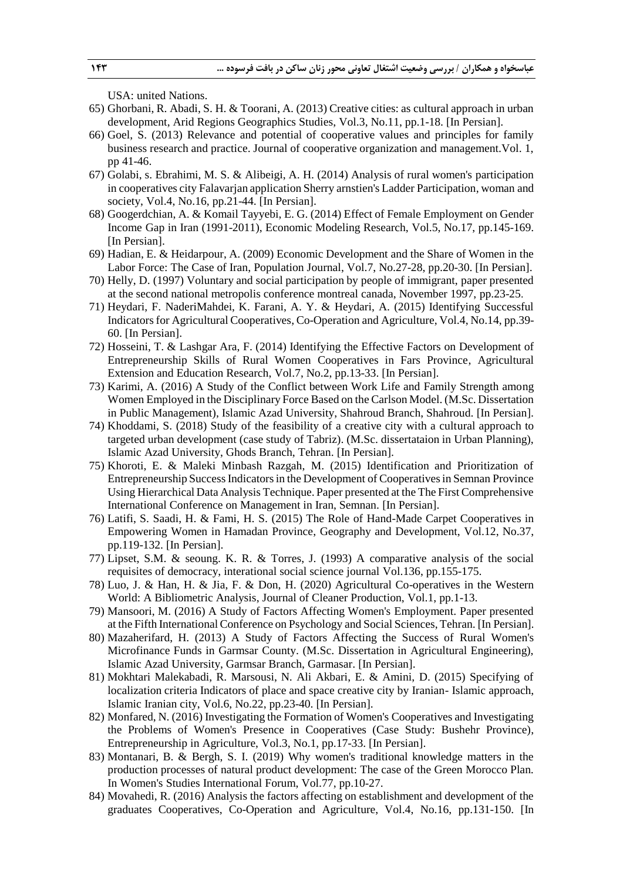USA: united Nations.

65) Ghorbani, R. Abadi, S. H. & Toorani, A. (2013) Creative cities: as cultural approach in urban development, Arid Regions Geographics Studies, Vol.3, No.11, pp.1-18. [In Persian].
66) Goel, S. (2013) Relevance and potential of cooperative values and principles for family business research and practice. Journal of cooperative organization and management.Vol. 1, pp 41-46.
67) Golabi, s. Ebrahimi, M. S. & Alibeigi, A. H. (2014) Analysis of rural women's participation in cooperatives city Falavarjan application Sherry arnstien's Ladder Participation, woman and society, Vol.4, No.16, pp.21-44. [In Persian].
68) Googerdchian, A. & Komail Tayyebi, E. G. (2014) Effect of Female Employment on Gender Income Gap in Iran (1991-2011), Economic Modeling Research, Vol.5, No.17, pp.145-169. [In Persian].
69) Hadian, E. & Heidarpour, A. (2009) Economic Development and the Share of Women in the Labor Force: The Case of Iran, Population Journal, Vol.7, No.27-28, pp.20-30. [In Persian].
70) Helly, D. (1997) Voluntary and social participation by people of immigrant, paper presented at the second national metropolis conference montreal canada, November 1997, pp.23-25.
71) Heydari, F. NaderiMahdei, K. Farani, A. Y. & Heydari, A. (2015) Identifying Successful Indicators for Agricultural Cooperatives, Co-Operation and Agriculture, Vol.4, No.14, pp.39-60. [In Persian].
72) Hosseini, T. & Lashgar Ara, F. (2014) Identifying the Effective Factors on Development of Entrepreneurship Skills of Rural Women Cooperatives in Fars Province, Agricultural Extension and Education Research, Vol.7, No.2, pp.13-33. [In Persian].
73) Karimi, A. (2016) A Study of the Conflict between Work Life and Family Strength among Women Employed in the Disciplinary Force Based on the Carlson Model. (M.Sc. Dissertation in Public Management), Islamic Azad University, Shahroud Branch, Shahroud. [In Persian].
74) Khoddami, S. (2018) Study of the feasibility of a creative city with a cultural approach to targeted urban development (case study of Tabriz). (M.Sc. dissertataion in Urban Planning), Islamic Azad University, Ghods Branch, Tehran. [In Persian].
75) Khoroti, E. & Maleki Minbash Razgah, M. (2015) Identification and Prioritization of Entrepreneurship Success Indicators in the Development of Cooperatives in Semnan Province Using Hierarchical Data Analysis Technique. Paper presented at the The First Comprehensive International Conference on Management in Iran, Semnan. [In Persian].
76) Latifi, S. Saadi, H. & Fami, H. S. (2015) The Role of Hand-Made Carpet Cooperatives in Empowering Women in Hamadan Province, Geography and Development, Vol.12, No.37, pp.119-132. [In Persian].
77) Lipset, S.M. & seoung. K. R. & Torres, J. (1993) A comparative analysis of the social requisites of democracy, interational social science journal Vol.136, pp.155-175.
78) Luo, J. & Han, H. & Jia, F. & Don, H. (2020) Agricultural Co-operatives in the Western World: A Bibliometric Analysis, Journal of Cleaner Production, Vol.1, pp.1-13.
79) Mansoori, M. (2016) A Study of Factors Affecting Women's Employment. Paper presented at the Fifth International Conference on Psychology and Social Sciences, Tehran. [In Persian].
80) Mazaherifard, H. (2013) A Study of Factors Affecting the Success of Rural Women's Microfinance Funds in Garmsar County. (M.Sc. Dissertation in Agricultural Engineering), Islamic Azad University, Garmsar Branch, Garmasar. [In Persian].
81) Mokhtari Malekabadi, R. Marsousi, N. Ali Akbari, E. & Amini, D. (2015) Specifying of localization criteria Indicators of place and space creative city by Iranian- Islamic approach, Islamic Iranian city, Vol.6, No.22, pp.23-40. [In Persian].
82) Monfared, N. (2016) Investigating the Formation of Women's Cooperatives and Investigating the Problems of Women's Presence in Cooperatives (Case Study: Bushehr Province), Entrepreneurship in Agriculture, Vol.3, No.1, pp.17-33. [In Persian].
83) Montanari, B. & Bergh, S. I. (2019) Why women's traditional knowledge matters in the production processes of natural product development: The case of the Green Morocco Plan. In Women's Studies International Forum, Vol.77, pp.10-27.
84) Movahedi, R. (2016) Analysis the factors affecting on establishment and development of the graduates Cooperatives, Co-Operation and Agriculture, Vol.4, No.16, pp.131-150. [In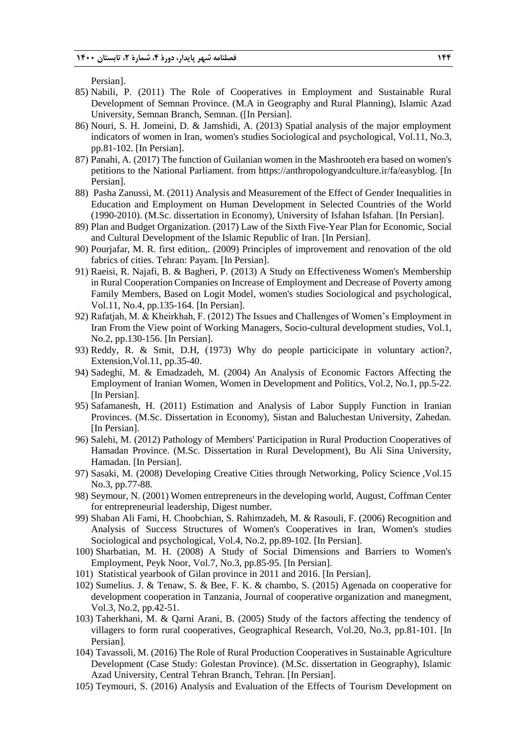Persian].

85) Nabili, P. (2011) The Role of Cooperatives in Employment and Sustainable Rural Development of Semnan Province. (M.A in Geography and Rural Planning), Islamic Azad University, Semnan Branch, Semnan. ([In Persian].

86) Nouri, S. H. Jomeini, D. & Jamshidi, A. (2013) Spatial analysis of the major employment indicators of women in Iran, women's studies Sociological and psychological, Vol.11, No.3, pp.81-102. [In Persian].

87) Panahi, A. (2017) The function of Guilanian women in the Mashrooteh era based on women's petitions to the National Parliament. from https://anthropologyandculture.ir/fa/easyblog. [In Persian].

88) Pasha Zanussi, M. (2011) Analysis and Measurement of the Effect of Gender Inequalities in Education and Employment on Human Development in Selected Countries of the World (1990-2010). (M.Sc. dissertation in Economy), University of Isfahan Isfahan. [In Persian].

89) Plan and Budget Organization. (2017) Law of the Sixth Five-Year Plan for Economic, Social and Cultural Development of the Islamic Republic of Iran. [In Persian].

90) Pourjafar, M. R. first edition,. (2009) Principles of improvement and renovation of the old fabrics of cities. Tehran: Payam. [In Persian].

91) Raeisi, R. Najafi, B. & Bagheri, P. (2013) A Study on Effectiveness Women's Membership in Rural Cooperation Companies on Increase of Employment and Decrease of Poverty among Family Members, Based on Logit Model, women's studies Sociological and psychological, Vol.11, No.4, pp.135-164. [In Persian].

92) Rafatjah, M. & Kheirkhah, F. (2012) The Issues and Challenges of Women's Employment in Iran From the View point of Working Managers, Socio-cultural development studies, Vol.1, No.2, pp.130-156. [In Persian].

93) Reddy, R. & Smit, D.H, (1973) Why do people particicipate in voluntary action?, Extension,Vol.11, pp.35-40.

94) Sadeghi, M. & Emadzadeh, M. (2004) An Analysis of Economic Factors Affecting the Employment of Iranian Women, Women in Development and Politics, Vol.2, No.1, pp.5-22. [In Persian].

95) Safamanesh, H. (2011) Estimation and Analysis of Labor Supply Function in Iranian Provinces. (M.Sc. Dissertation in Economy), Sistan and Baluchestan University, Zahedan. [In Persian].

96) Salehi, M. (2012) Pathology of Members' Participation in Rural Production Cooperatives of Hamadan Province. (M.Sc. Dissertation in Rural Development), Bu Ali Sina University, Hamadan. [In Persian].

97) Sasaki, M. (2008) Developing Creative Cities through Networking, Policy Science ,Vol.15 No.3, pp.77-88.

98) Seymour, N. (2001) Women entrepreneurs in the developing world, August, Coffman Center for entrepreneurial leadership, Digest number.

99) Shaban Ali Fami, H. Choobchian, S. Rahimzadeh, M. & Rasouli, F. (2006) Recognition and Analysis of Success Structures of Women's Cooperatives in Iran, Women's studies Sociological and psychological, Vol.4, No.2, pp.89-102. [In Persian].

100) Sharbatian, M. H. (2008) A Study of Social Dimensions and Barriers to Women's Employment, Peyk Noor, Vol.7, No.3, pp.85-95. [In Persian].

101) Statistical yearbook of Gilan province in 2011 and 2016. [In Persian].

102) Sumelius. J. & Tenaw, S. & Bee, F. K. & chambo, S. (2015) Agenada on cooperative for development cooperation in Tanzania, Journal of cooperative organization and manegment, Vol.3, No.2, pp.42-51.

103) Taherkhani, M. & Qarni Arani, B. (2005) Study of the factors affecting the tendency of villagers to form rural cooperatives, Geographical Research, Vol.20, No.3, pp.81-101. [In Persian].

104) Tavassoli, M. (2016) The Role of Rural Production Cooperatives in Sustainable Agriculture Development (Case Study: Golestan Province). (M.Sc. dissertation in Geography), Islamic Azad University, Central Tehran Branch, Tehran. [In Persian].

105) Teymouri, S. (2016) Analysis and Evaluation of the Effects of Tourism Development on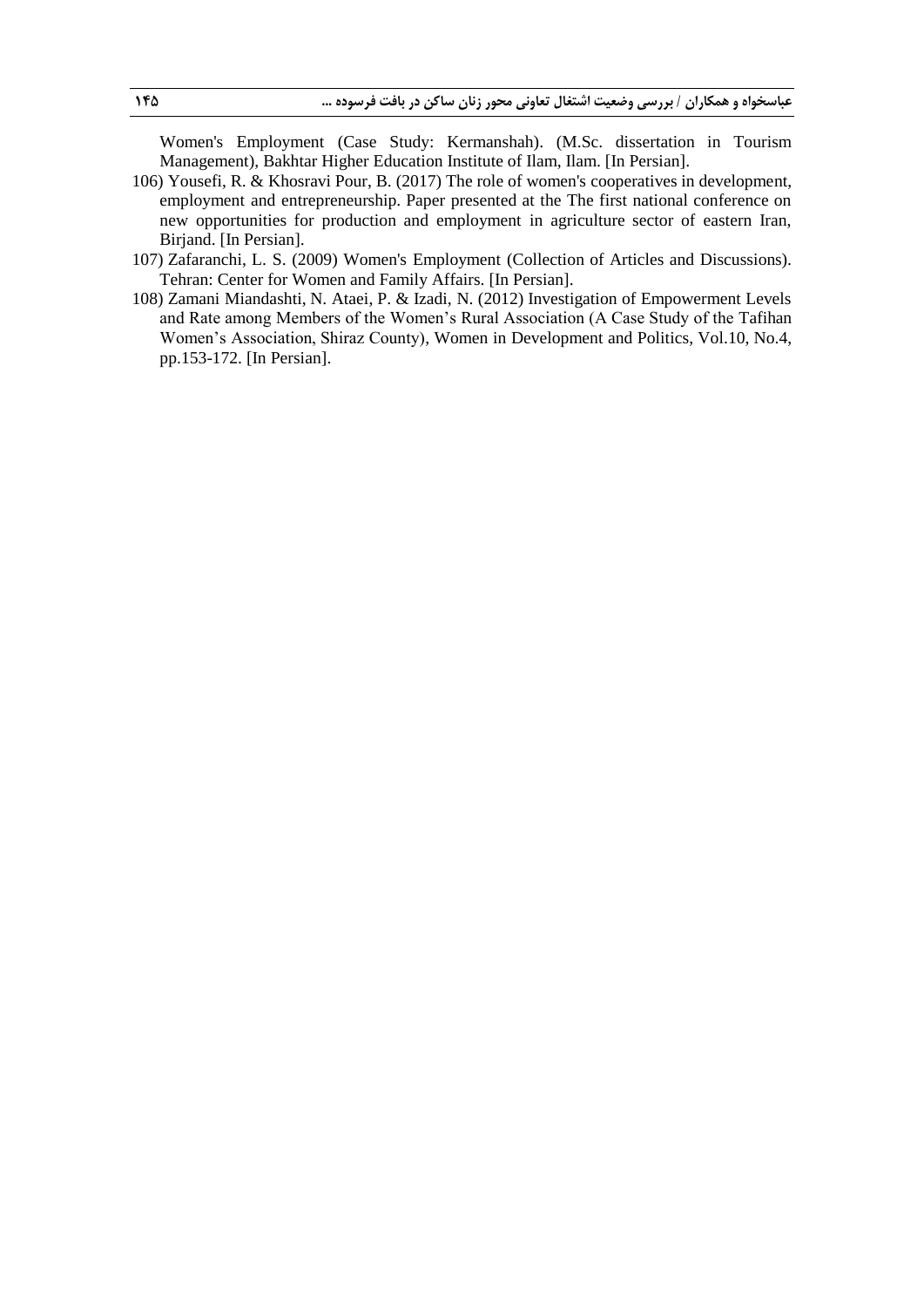Women's Employment (Case Study: Kermanshah). (M.Sc. dissertation in Tourism Management), Bakhtar Higher Education Institute of Ilam, Ilam. [In Persian].

106) Yousefi, R. & Khosravi Pour, B. (2017) The role of women's cooperatives in development, employment and entrepreneurship. Paper presented at the The first national conference on new opportunities for production and employment in agriculture sector of eastern Iran, Birjand. [In Persian].

107) Zafaranchi, L. S. (2009) Women's Employment (Collection of Articles and Discussions). Tehran: Center for Women and Family Affairs. [In Persian].

108) Zamani Miandashti, N. Ataei, P. & Izadi, N. (2012) Investigation of Empowerment Levels and Rate among Members of the Women's Rural Association (A Case Study of the Tafihan Women's Association, Shiraz County), Women in Development and Politics, Vol.10, No.4, pp.153-172. [In Persian].